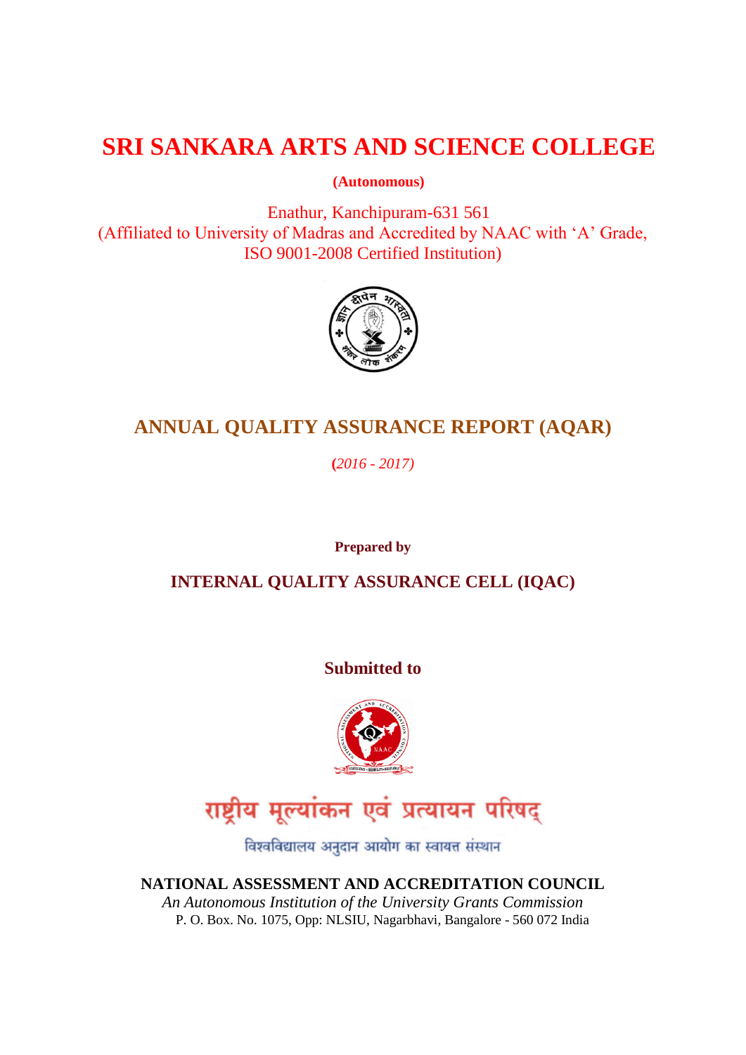# SRI SANKARA ARTS AND SCIENCE COLLEGE

**(Autonomous)**

Enathur, Kanchipuram-631 561

(Affiliated to University of Madras and Accredited by NAAC with 'A' Grade, ISO 9001-2008 Certified Institution)

## ANNUAL QUALITY ASSURANCE REPORT (AQAR)

*(2016 - 2017)*

**Prepared by**

**INTERNAL QUALITY ASSURANCE CELL (IQAC)**

**Submitted to**

राष्ट्रीय मूल्यांकन एवं प्रत्यायन परिषद्

विश्वविद्यालय अनुदान आयोग का स्वायत्त संस्थान

**NATIONAL ASSESSMENT AND ACCREDITATION COUNCIL**

*An Autonomous Institution of the University Grants Commission*

P. O. Box. No. 1075, Opp: NLSIU, Nagarbhavi, Bangalore - 560 072 India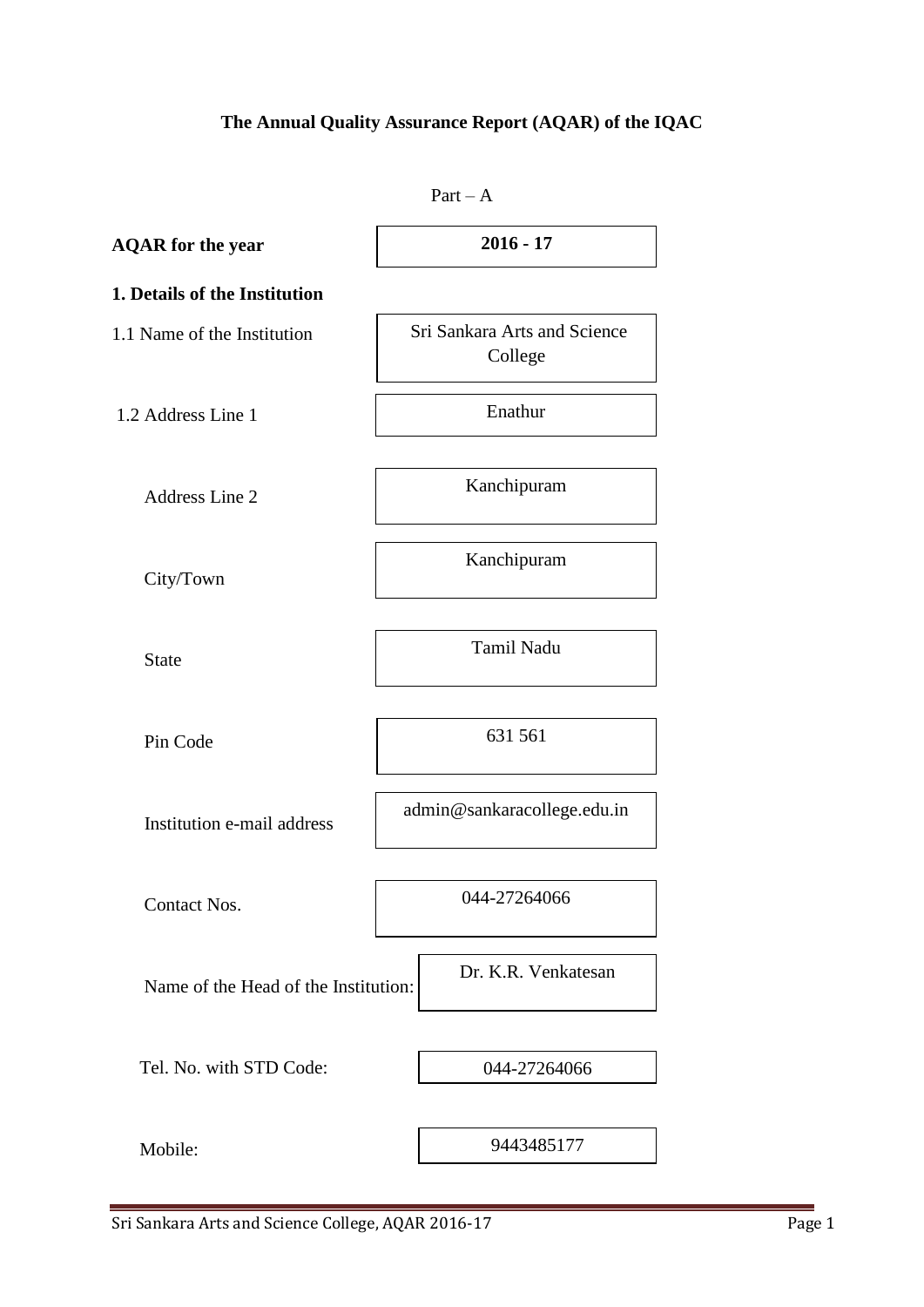**The Annual Quality Assurance Report (AQAR) of the IQAC**

Part – A

| | |
|---|---|
| **AQAR for the year** | **2016 - 17** |

**1. Details of the Institution**

| | |
|---|---|
| 1.1 Name of the Institution | Sri Sankara Arts and Science College |
| 1.2 Address Line 1 | Enathur |
| Address Line 2 | Kanchipuram |
| City/Town | Kanchipuram |
| State | Tamil Nadu |
| Pin Code | 631 561 |
| Institution e-mail address | admin@sankaracollege.edu.in |
| Contact Nos. | 044-27264066 |
| Name of the Head of the Institution: | Dr. K.R. Venkatesan |
| Tel. No. with STD Code: | 044-27264066 |
| Mobile: | 9443485177 |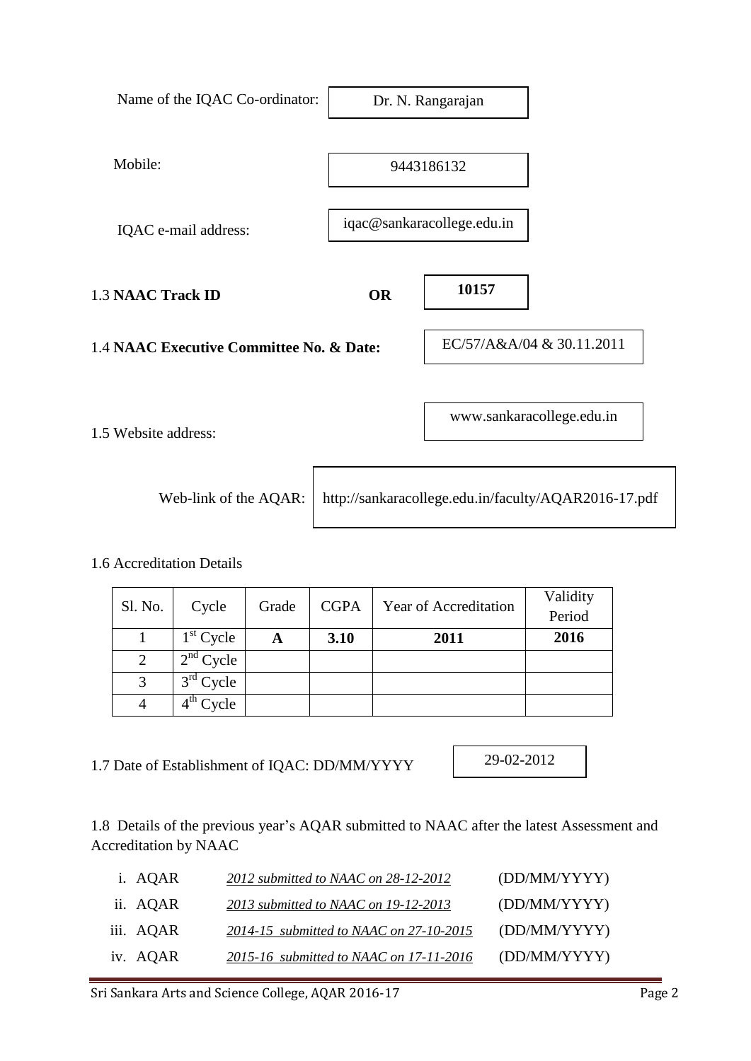Name of the IQAC Co-ordinator: Dr. N. Rangarajan

Mobile: 9443186132

IQAC e-mail address: iqac@sankaracollege.edu.in

1.3 **NAAC Track ID** **OR** **10157**

1.4 **NAAC Executive Committee No. & Date:** EC/57/A&A/04 & 30.11.2011

1.5 Website address: www.sankaracollege.edu.in

Web-link of the AQAR: http://sankaracollege.edu.in/faculty/AQAR2016-17.pdf

1.6 Accreditation Details

| Sl. No. | Cycle | Grade | CGPA | Year of Accreditation | Validity Period |
|---|---|---|---|---|---|
| 1 | 1st Cycle | **A** | **3.10** | **2011** | **2016** |
| 2 | 2nd Cycle | | | | |
| 3 | 3rd Cycle | | | | |
| 4 | 4th Cycle | | | | |

1.7 Date of Establishment of IQAC: DD/MM/YYYY 29-02-2012

1.8 Details of the previous year's AQAR submitted to NAAC after the latest Assessment and Accreditation by NAAC

i. AQAR *2012 submitted to NAAC on 28-12-2012* (DD/MM/YYYY)

ii. AQAR *2013 submitted to NAAC on 19-12-2013* (DD/MM/YYYY)

iii. AQAR *2014-15 submitted to NAAC on 27-10-2015* (DD/MM/YYYY)

iv. AQAR *2015-16 submitted to NAAC on 17-11-2016* (DD/MM/YYYY)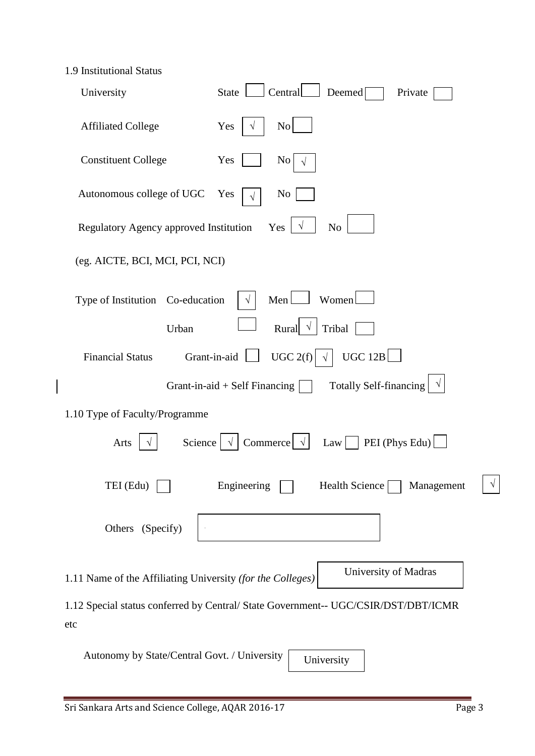1.9 Institutional Status

University State [ ] Central [ ] Deemed [ ] Private [ ]

Affiliated College Yes [√] No [ ]

Constituent College Yes [ ] No [√]

Autonomous college of UGC Yes [√] No [ ]

Regulatory Agency approved Institution Yes [√] No [ ]

(eg. AICTE, BCI, MCI, PCI, NCI)

Type of Institution Co-education [√] Men [ ] Women [ ]

Urban [ ] Rural [√] Tribal [ ]

Financial Status Grant-in-aid [ ] UGC 2(f) [√] UGC 12B [ ]

Grant-in-aid + Self Financing [ ] Totally Self-financing [√]

1.10 Type of Faculty/Programme

Arts [√] Science [√] Commerce [√] Law [ ] PEI (Phys Edu) [ ]

TEI (Edu) [ ] Engineering [ ] Health Science [ ] Management [√]

Others (Specify) [ ]

1.11 Name of the Affiliating University *(for the Colleges)* University of Madras

1.12 Special status conferred by Central/ State Government-- UGC/CSIR/DST/DBT/ICMR etc

Autonomy by State/Central Govt. / University University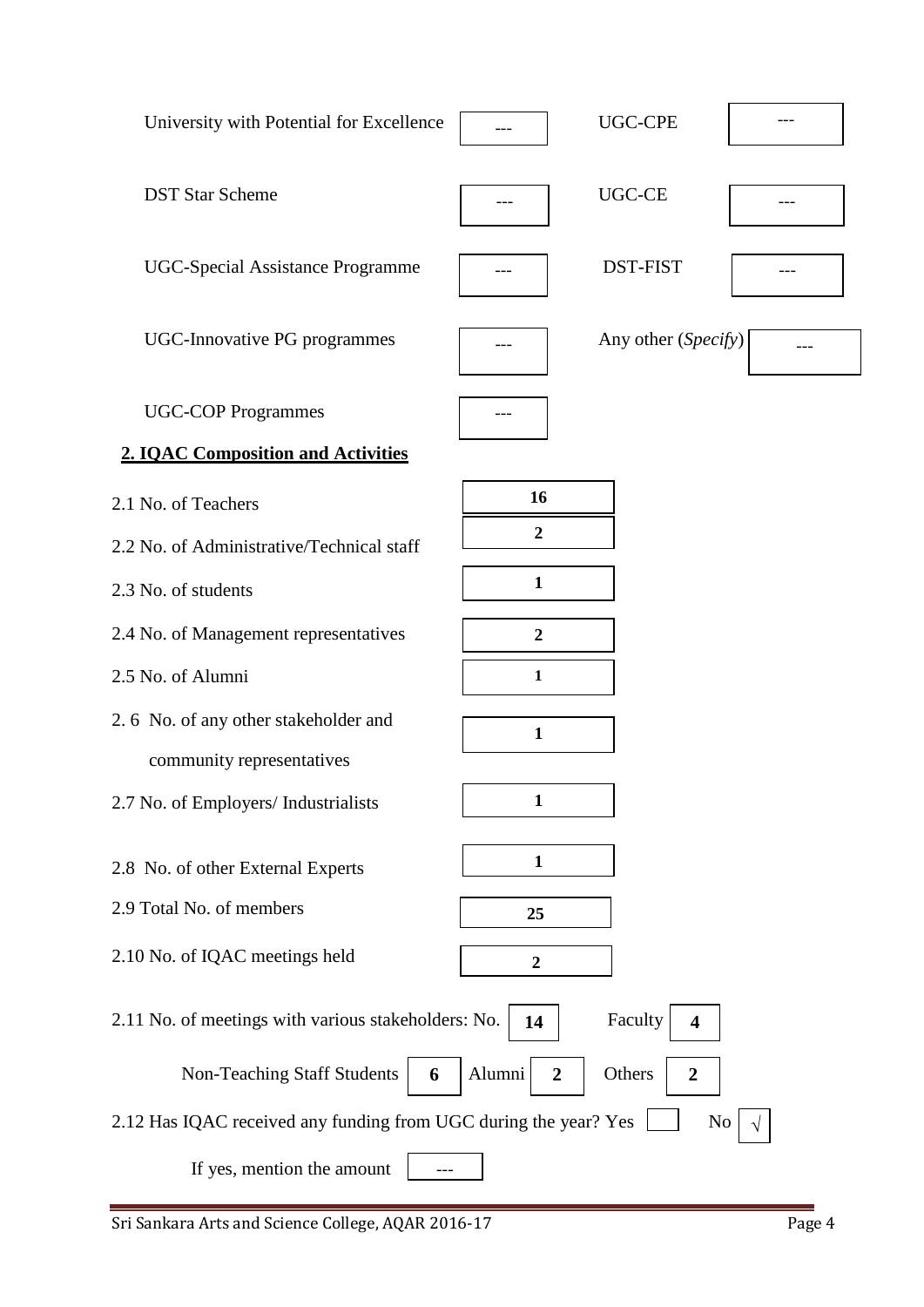| | | | |
|---|---|---|---|
| University with Potential for Excellence | --- | UGC-CPE | --- |
| DST Star Scheme | --- | UGC-CE | --- |
| UGC-Special Assistance Programme | --- | DST-FIST | --- |
| UGC-Innovative PG programmes | --- | Any other (*Specify*) | --- |
| UGC-COP Programmes | --- | | |

## 2. IQAC Composition and Activities

| | |
|---|---|
| 2.1 No. of Teachers | **16** |
| 2.2 No. of Administrative/Technical staff | **2** |
| 2.3 No. of students | **1** |
| 2.4 No. of Management representatives | **2** |
| 2.5 No. of Alumni | **1** |
| 2.6 No. of any other stakeholder and community representatives | **1** |
| 2.7 No. of Employers/ Industrialists | **1** |
| 2.8 No. of other External Experts | **1** |
| 2.9 Total No. of members | **25** |
| 2.10 No. of IQAC meetings held | **2** |

2.11 No. of meetings with various stakeholders: No. **14** Faculty **4**

Non-Teaching Staff Students **6** Alumni **2** Others **2**

2.12 Has IQAC received any funding from UGC during the year? Yes ☐ No √

If yes, mention the amount ---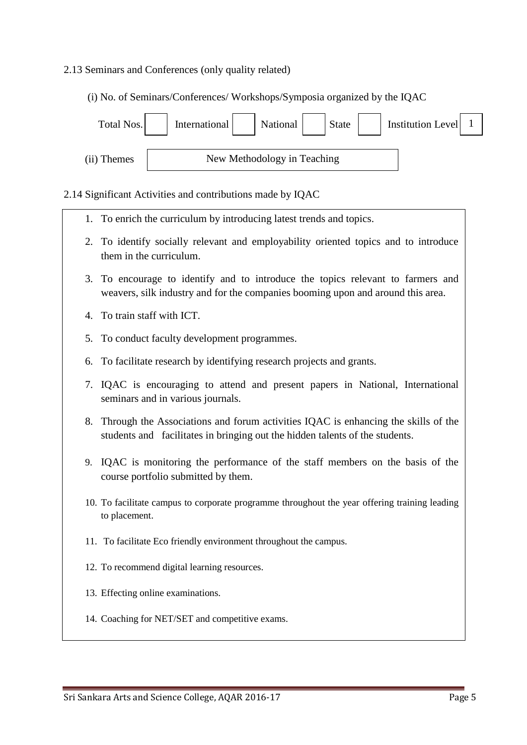2.13 Seminars and Conferences (only quality related)

(i) No. of Seminars/Conferences/ Workshops/Symposia organized by the IQAC

| Total Nos. | International | National | State | Institution Level |
|---|---|---|---|---|
| | | | | 1 |

(ii) Themes: New Methodology in Teaching

2.14 Significant Activities and contributions made by IQAC

1. To enrich the curriculum by introducing latest trends and topics.
2. To identify socially relevant and employability oriented topics and to introduce them in the curriculum.
3. To encourage to identify and to introduce the topics relevant to farmers and weavers, silk industry and for the companies booming upon and around this area.
4. To train staff with ICT.
5. To conduct faculty development programmes.
6. To facilitate research by identifying research projects and grants.
7. IQAC is encouraging to attend and present papers in National, International seminars and in various journals.
8. Through the Associations and forum activities IQAC is enhancing the skills of the students and facilitates in bringing out the hidden talents of the students.
9. IQAC is monitoring the performance of the staff members on the basis of the course portfolio submitted by them.
10. To facilitate campus to corporate programme throughout the year offering training leading to placement.
11. To facilitate Eco friendly environment throughout the campus.
12. To recommend digital learning resources.
13. Effecting online examinations.
14. Coaching for NET/SET and competitive exams.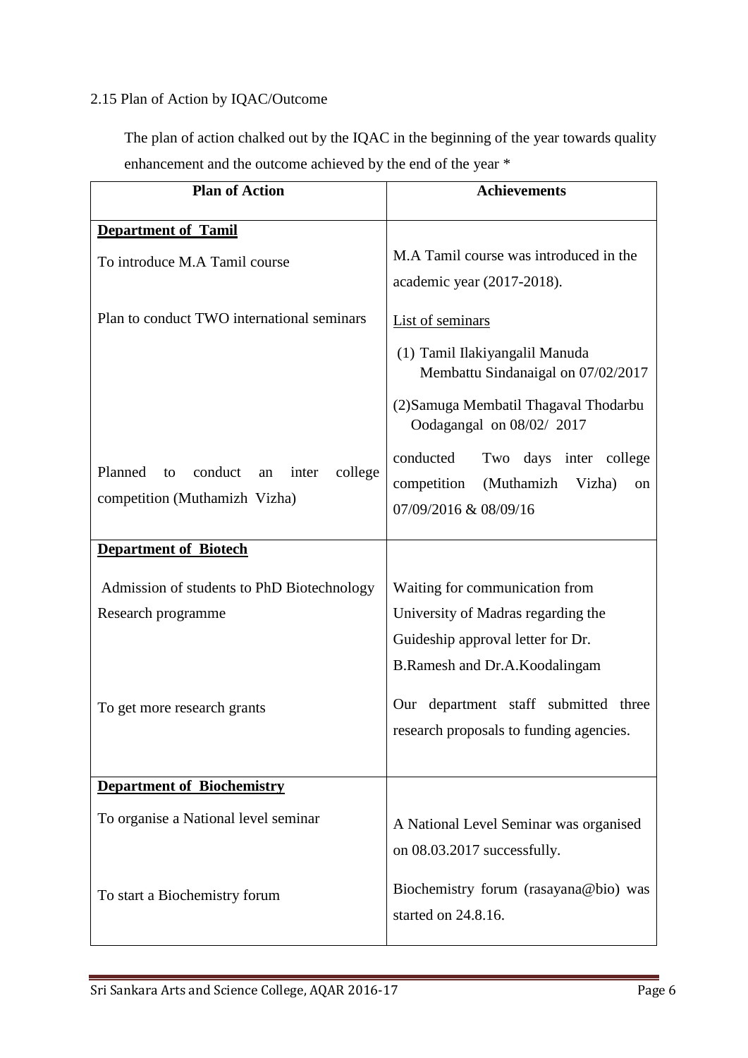2.15 Plan of Action by IQAC/Outcome

The plan of action chalked out by the IQAC in the beginning of the year towards quality enhancement and the outcome achieved by the end of the year *

| Plan of Action | Achievements |
|---|---|
| **Department of Tamil** | |
| To introduce M.A Tamil course | M.A Tamil course was introduced in the academic year (2017-2018). |
| Plan to conduct TWO international seminars | List of seminars<br>(1) Tamil Ilakiyangalil Manuda Membattu Sindanaigal on 07/02/2017<br>(2)Samuga Membatil Thagaval Thodarbu Oodagangal on 08/02/ 2017 |
| Planned to conduct an inter college competition (Muthamizh Vizha) | conducted Two days inter college competition (Muthamizh Vizha) on 07/09/2016 & 08/09/16 |
| **Department of Biotech** | |
| Admission of students to PhD Biotechnology Research programme | Waiting for communication from University of Madras regarding the Guideship approval letter for Dr. B.Ramesh and Dr.A.Koodalingam |
| To get more research grants | Our department staff submitted three research proposals to funding agencies. |
| **Department of Biochemistry** | |
| To organise a National level seminar | A National Level Seminar was organised on 08.03.2017 successfully. |
| To start a Biochemistry forum | Biochemistry forum (rasayana@bio) was started on 24.8.16. |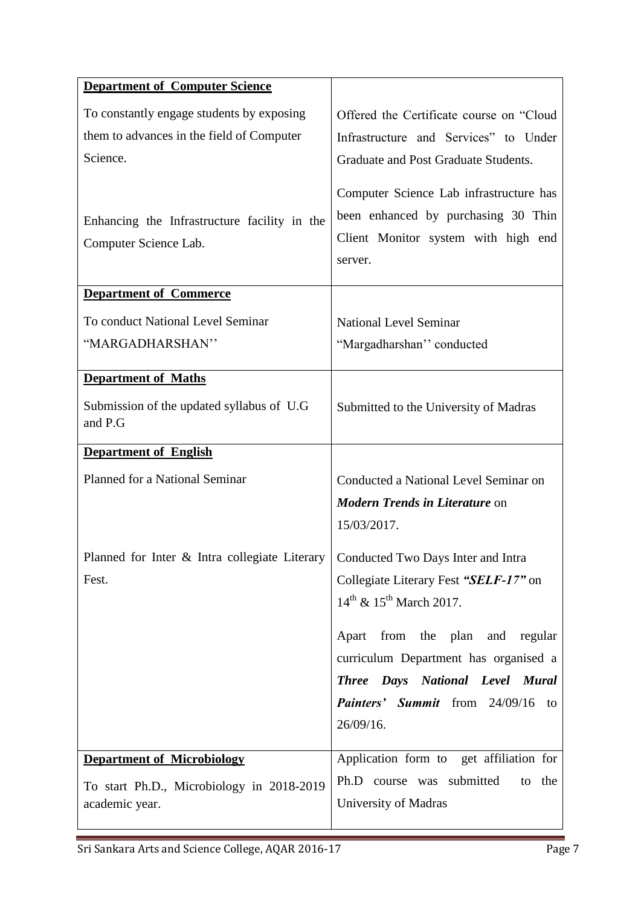| | |
|---|---|
| **Department of Computer Science** | |
| To constantly engage students by exposing them to advances in the field of Computer Science. | Offered the Certificate course on "Cloud Infrastructure and Services" to Under Graduate and Post Graduate Students. |
| Enhancing the Infrastructure facility in the Computer Science Lab. | Computer Science Lab infrastructure has been enhanced by purchasing 30 Thin Client Monitor system with high end server. |
| **Department of Commerce** | |
| To conduct National Level Seminar "MARGADHARSHAN'' | National Level Seminar "Margadharshan'' conducted |
| **Department of Maths** | |
| Submission of the updated syllabus of U.G and P.G | Submitted to the University of Madras |
| **Department of English** | |
| Planned for a National Seminar | Conducted a National Level Seminar on ***Modern Trends in Literature*** on 15/03/2017. |
| Planned for Inter & Intra collegiate Literary Fest. | Conducted Two Days Inter and Intra Collegiate Literary Fest ***"SELF-17"*** on 14th & 15th March 2017. |
| | Apart from the plan and regular curriculum Department has organised a ***Three Days National Level Mural Painters' Summit*** from 24/09/16 to 26/09/16. |
| **Department of Microbiology** To start Ph.D., Microbiology in 2018-2019 academic year. | Application form to get affiliation for Ph.D course was submitted to the University of Madras |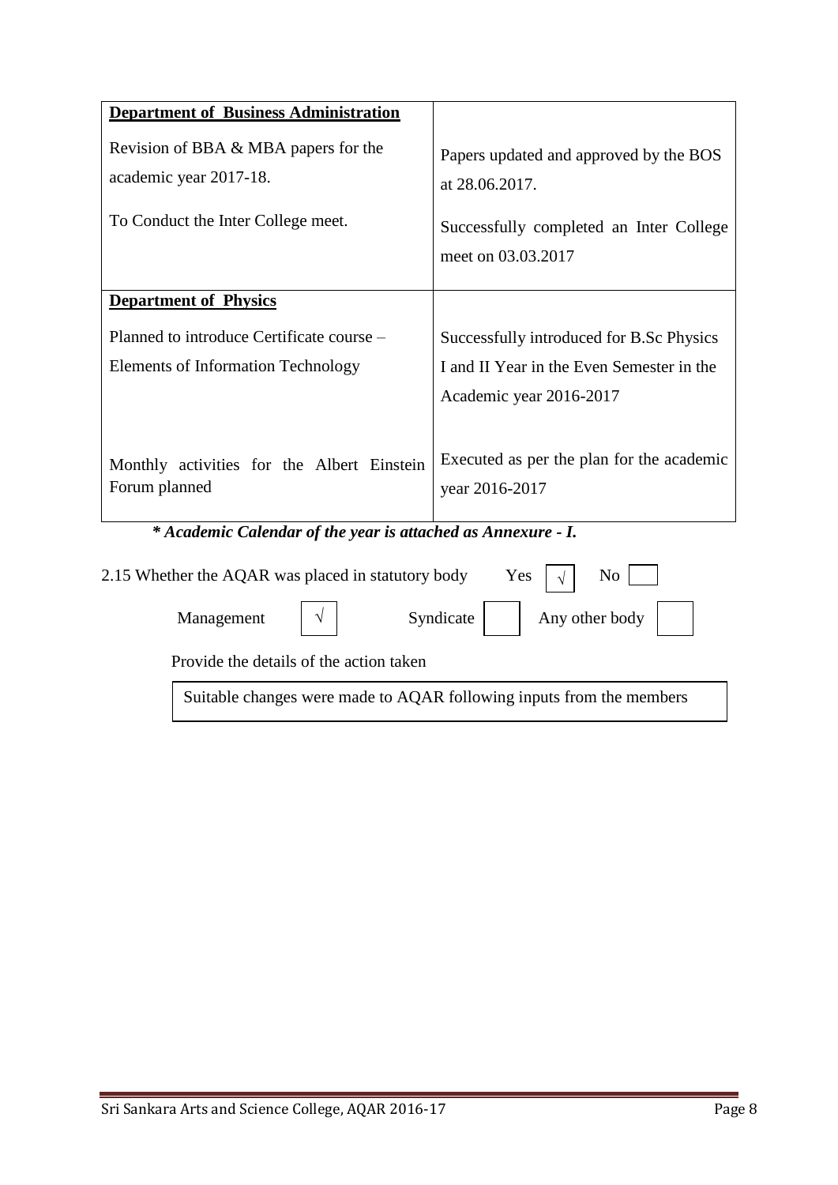| | |
|---|---|
| **Department of Business Administration** | |
| Revision of BBA & MBA papers for the academic year 2017-18. | Papers updated and approved by the BOS at 28.06.2017. |
| To Conduct the Inter College meet. | Successfully completed an Inter College meet on 03.03.2017 |
| **Department of Physics** | |
| Planned to introduce Certificate course – Elements of Information Technology | Successfully introduced for B.Sc Physics I and II Year in the Even Semester in the Academic year 2016-2017 |
| Monthly activities for the Albert Einstein Forum planned | Executed as per the plan for the academic year 2016-2017 |

***\* Academic Calendar of the year is attached as Annexure - I.***

2.15 Whether the AQAR was placed in statutory body Yes [√] No [ ]

Management [√] Syndicate [ ] Any other body [ ]

Provide the details of the action taken

| |
|---|
| Suitable changes were made to AQAR following inputs from the members |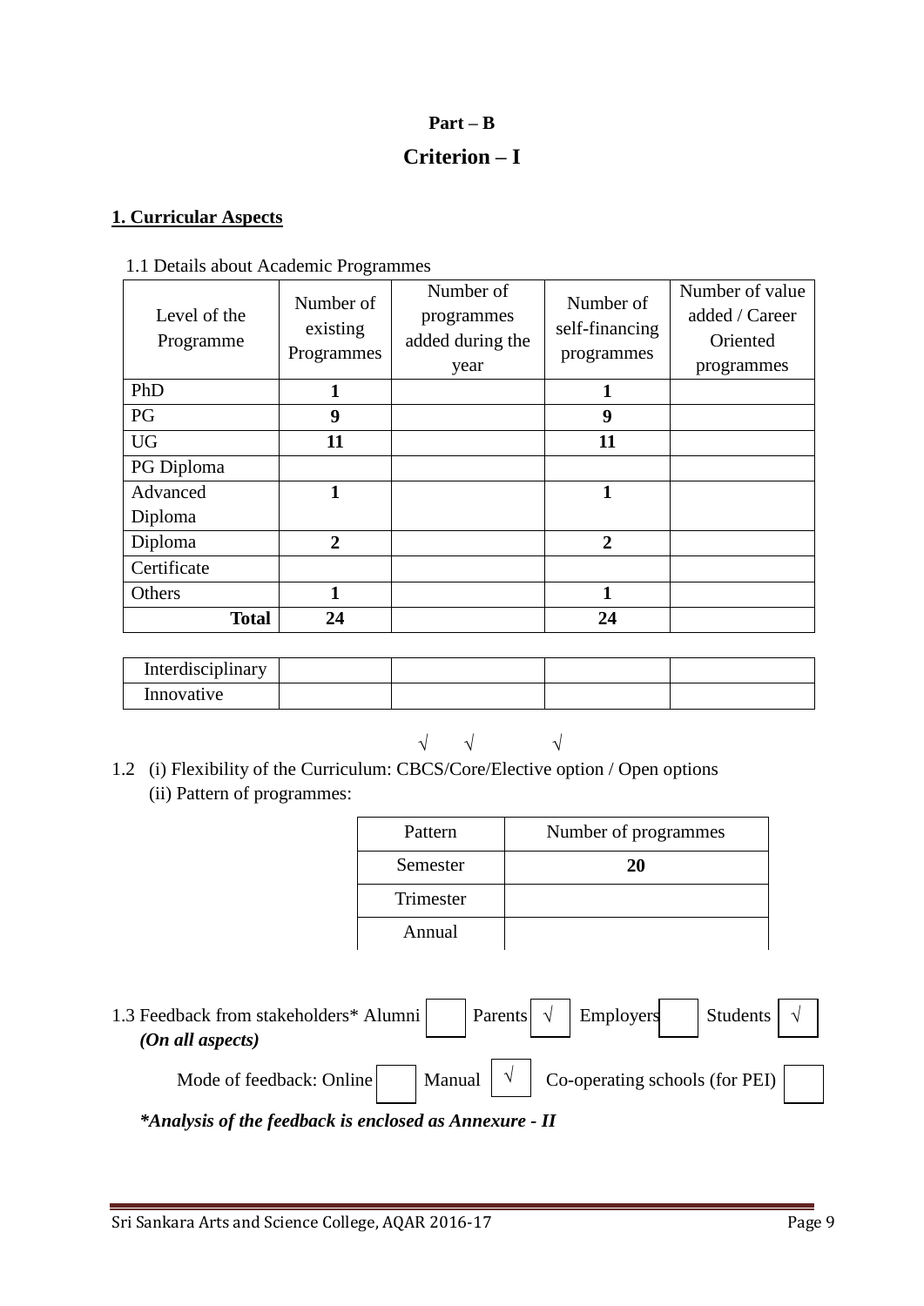**Part – B**

## Criterion – I

### 1. Curricular Aspects

1.1 Details about Academic Programmes

| Level of the Programme | Number of existing Programmes | Number of programmes added during the year | Number of self-financing programmes | Number of value added / Career Oriented programmes |
|---|---|---|---|---|
| PhD | **1** | | **1** | |
| PG | **9** | | **9** | |
| UG | **11** | | **11** | |
| PG Diploma | | | | |
| Advanced Diploma | **1** | | **1** | |
| Diploma | **2** | | **2** | |
| Certificate | | | | |
| Others | **1** | | **1** | |
| **Total** | **24** | | **24** | |

| | | | | |
|---|---|---|---|---|
| Interdisciplinary | | | | |
| Innovative | | | | |

1.2 (i) Flexibility of the Curriculum: CBCS/Core/Elective option / Open options (√ Core, √ Elective, √ Open options)

(ii) Pattern of programmes:

| Pattern | Number of programmes |
|---|---|
| Semester | **20** |
| Trimester | |
| Annual | |

1.3 Feedback from stakeholders* Alumni [ ] Parents [√] Employers [ ] Students [√]

*(On all aspects)*

Mode of feedback: Online [ ] Manual [√] Co-operating schools (for PEI) [ ]

***Analysis of the feedback is enclosed as Annexure - II***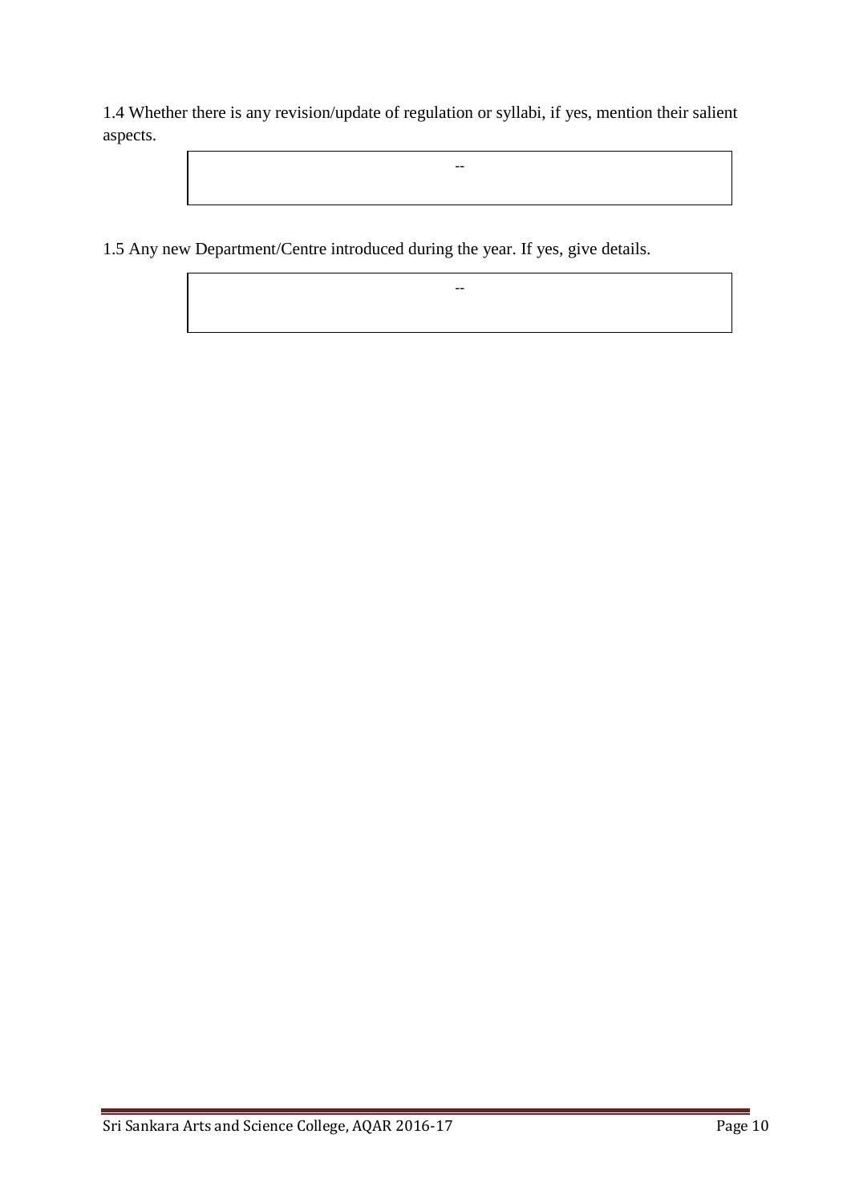1.4 Whether there is any revision/update of regulation or syllabi, if yes, mention their salient aspects.

| -- |
|---|

1.5 Any new Department/Centre introduced during the year. If yes, give details.

| -- |
|---|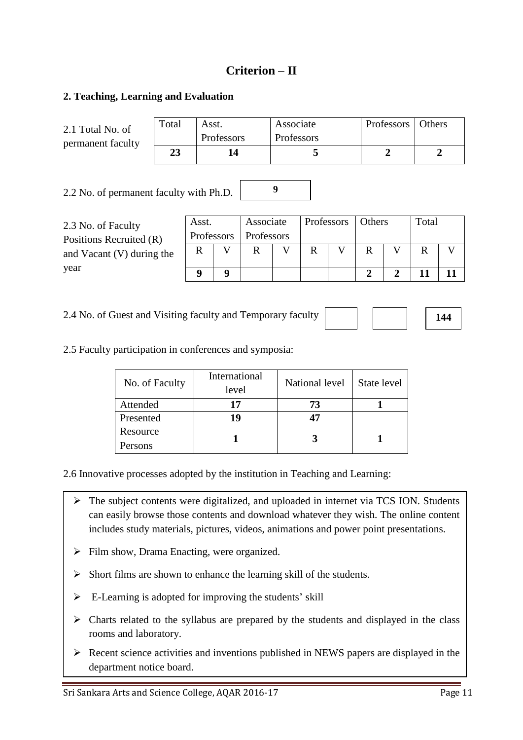# Criterion – II

## 2. Teaching, Learning and Evaluation

2.1 Total No. of permanent faculty

| Total | Asst. Professors | Associate Professors | Professors | Others |
|---|---|---|---|---|
| **23** | **14** | **5** | **2** | **2** |

2.2 No. of permanent faculty with Ph.D. **9**

2.3 No. of Faculty Positions Recruited (R) and Vacant (V) during the year

| Asst. Professors | | Associate Professors | | Professors | | Others | | Total | |
|---|---|---|---|---|---|---|---|---|---|
| R | V | R | V | R | V | R | V | R | V |
| **9** | **9** | | | | | **2** | **2** | **11** | **11** |

2.4 No. of Guest and Visiting faculty and Temporary faculty | | | **144** |

2.5 Faculty participation in conferences and symposia:

| No. of Faculty | International level | National level | State level |
|---|---|---|---|
| Attended | **17** | **73** | **1** |
| Presented | **19** | **47** | |
| Resource Persons | **1** | **3** | **1** |

2.6 Innovative processes adopted by the institution in Teaching and Learning:

- The subject contents were digitalized, and uploaded in internet via TCS ION. Students can easily browse those contents and download whatever they wish. The online content includes study materials, pictures, videos, animations and power point presentations.
- Film show, Drama Enacting, were organized.
- Short films are shown to enhance the learning skill of the students.
- E-Learning is adopted for improving the students' skill
- Charts related to the syllabus are prepared by the students and displayed in the class rooms and laboratory.
- Recent science activities and inventions published in NEWS papers are displayed in the department notice board.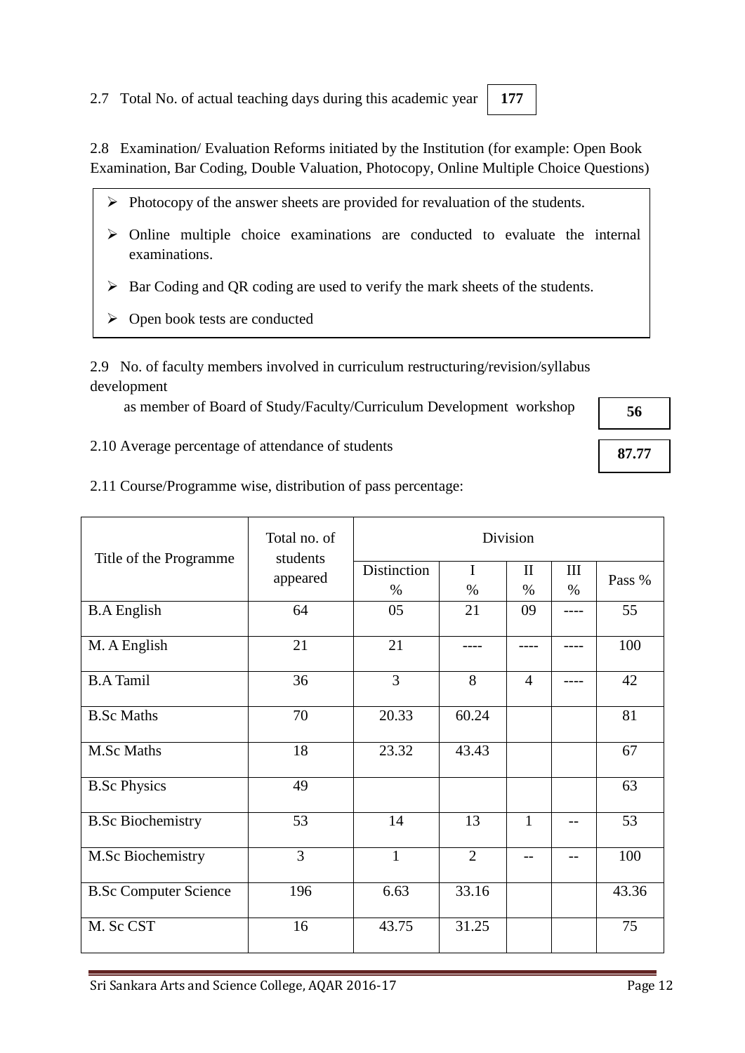2.7 Total No. of actual teaching days during this academic year **177**

2.8 Examination/ Evaluation Reforms initiated by the Institution (for example: Open Book Examination, Bar Coding, Double Valuation, Photocopy, Online Multiple Choice Questions)

- Photocopy of the answer sheets are provided for revaluation of the students.
- Online multiple choice examinations are conducted to evaluate the internal examinations.
- Bar Coding and QR coding are used to verify the mark sheets of the students.
- Open book tests are conducted

2.9 No. of faculty members involved in curriculum restructuring/revision/syllabus development

as member of Board of Study/Faculty/Curriculum Development workshop **56**

2.10 Average percentage of attendance of students **87.77**

2.11 Course/Programme wise, distribution of pass percentage:

| Title of the Programme | Total no. of students appeared | Division | | | | |
|---|---|---|---|---|---|---|
| | | Distinction % | I % | II % | III % | Pass % |
| B.A English | 64 | 05 | 21 | 09 | ---- | 55 |
| M. A English | 21 | 21 | ---- | ---- | ---- | 100 |
| B.A Tamil | 36 | 3 | 8 | 4 | ---- | 42 |
| B.Sc Maths | 70 | 20.33 | 60.24 | | | 81 |
| M.Sc Maths | 18 | 23.32 | 43.43 | | | 67 |
| B.Sc Physics | 49 | | | | | 63 |
| B.Sc Biochemistry | 53 | 14 | 13 | 1 | -- | 53 |
| M.Sc Biochemistry | 3 | 1 | 2 | -- | -- | 100 |
| B.Sc Computer Science | 196 | 6.63 | 33.16 | | | 43.36 |
| M. Sc CST | 16 | 43.75 | 31.25 | | | 75 |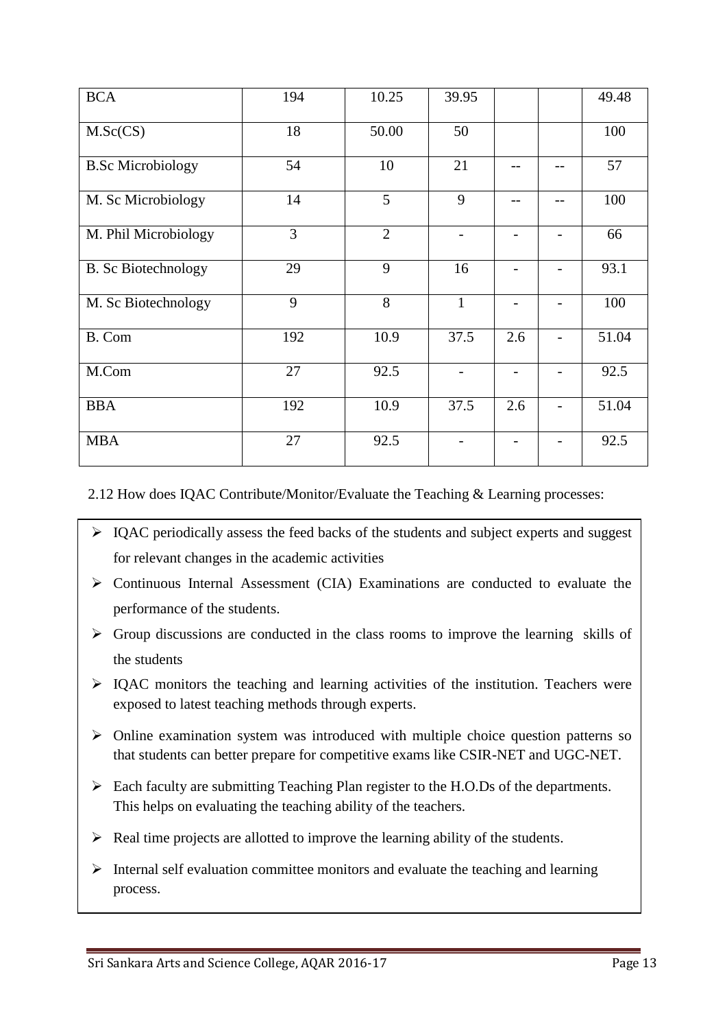| BCA | 194 | 10.25 | 39.95 | | | 49.48 |
|---|---|---|---|---|---|---|
| M.Sc(CS) | 18 | 50.00 | 50 | | | 100 |
| B.Sc Microbiology | 54 | 10 | 21 | -- | -- | 57 |
| M. Sc Microbiology | 14 | 5 | 9 | -- | -- | 100 |
| M. Phil Microbiology | 3 | 2 | - | - | - | 66 |
| B. Sc Biotechnology | 29 | 9 | 16 | - | - | 93.1 |
| M. Sc Biotechnology | 9 | 8 | 1 | - | - | 100 |
| B. Com | 192 | 10.9 | 37.5 | 2.6 | - | 51.04 |
| M.Com | 27 | 92.5 | - | - | - | 92.5 |
| BBA | 192 | 10.9 | 37.5 | 2.6 | - | 51.04 |
| MBA | 27 | 92.5 | - | - | - | 92.5 |

2.12 How does IQAC Contribute/Monitor/Evaluate the Teaching & Learning processes:

- IQAC periodically assess the feed backs of the students and subject experts and suggest for relevant changes in the academic activities
- Continuous Internal Assessment (CIA) Examinations are conducted to evaluate the performance of the students.
- Group discussions are conducted in the class rooms to improve the learning skills of the students
- IQAC monitors the teaching and learning activities of the institution. Teachers were exposed to latest teaching methods through experts.
- Online examination system was introduced with multiple choice question patterns so that students can better prepare for competitive exams like CSIR-NET and UGC-NET.
- Each faculty are submitting Teaching Plan register to the H.O.Ds of the departments. This helps on evaluating the teaching ability of the teachers.
- Real time projects are allotted to improve the learning ability of the students.
- Internal self evaluation committee monitors and evaluate the teaching and learning process.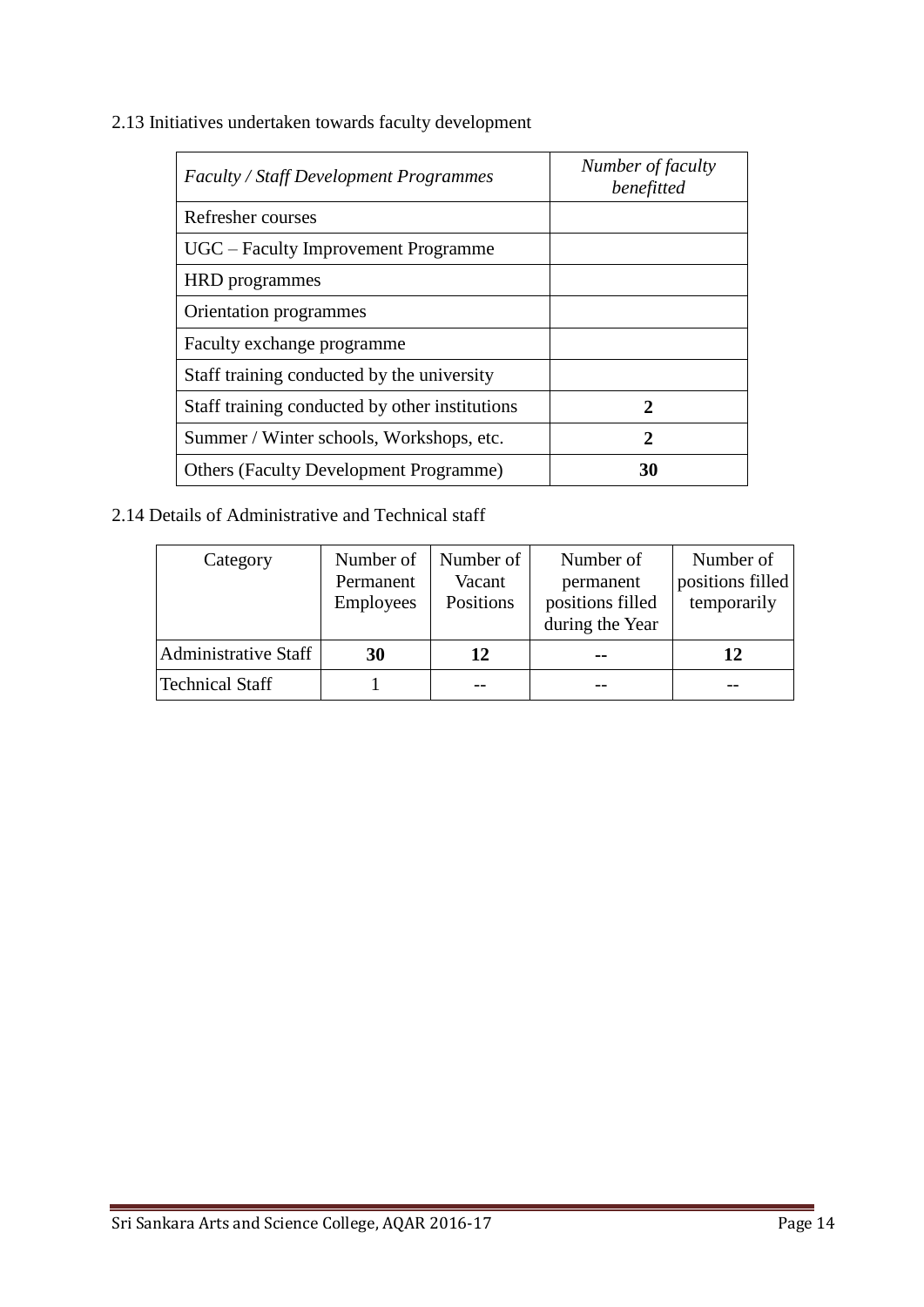2.13 Initiatives undertaken towards faculty development

| *Faculty / Staff Development Programmes* | *Number of faculty benefitted* |
|---|---|
| Refresher courses | |
| UGC – Faculty Improvement Programme | |
| HRD programmes | |
| Orientation programmes | |
| Faculty exchange programme | |
| Staff training conducted by the university | |
| Staff training conducted by other institutions | **2** |
| Summer / Winter schools, Workshops, etc. | **2** |
| Others (Faculty Development Programme) | **30** |

2.14 Details of Administrative and Technical staff

| Category | Number of Permanent Employees | Number of Vacant Positions | Number of permanent positions filled during the Year | Number of positions filled temporarily |
|---|---|---|---|---|
| Administrative Staff | **30** | **12** | **--** | **12** |
| Technical Staff | 1 | -- | -- | -- |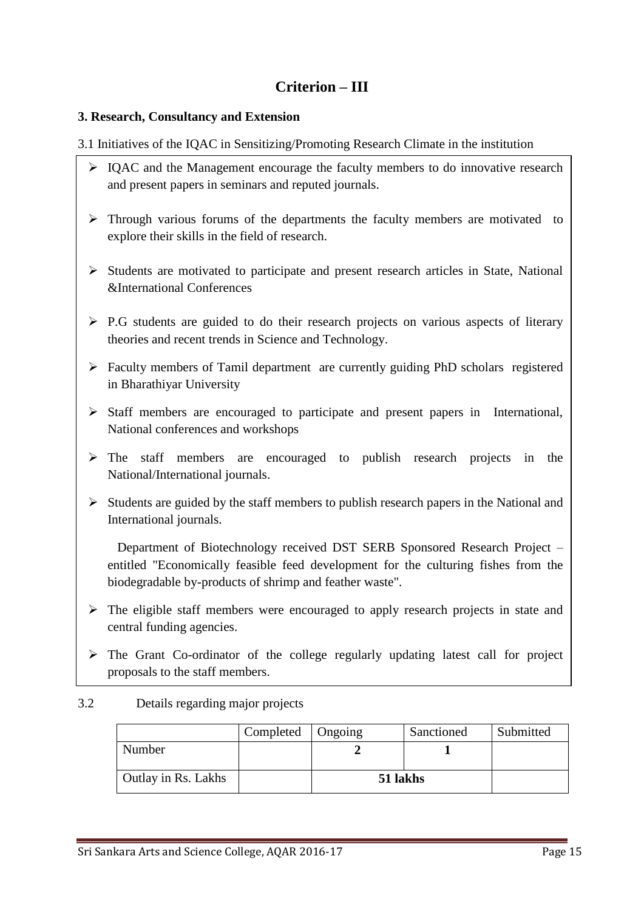# Criterion – III

**3. Research, Consultancy and Extension**

3.1 Initiatives of the IQAC in Sensitizing/Promoting Research Climate in the institution

- IQAC and the Management encourage the faculty members to do innovative research and present papers in seminars and reputed journals.
- Through various forums of the departments the faculty members are motivated to explore their skills in the field of research.
- Students are motivated to participate and present research articles in State, National &International Conferences
- P.G students are guided to do their research projects on various aspects of literary theories and recent trends in Science and Technology.
- Faculty members of Tamil department are currently guiding PhD scholars registered in Bharathiyar University
- Staff members are encouraged to participate and present papers in International, National conferences and workshops
- The staff members are encouraged to publish research projects in the National/International journals.
- Students are guided by the staff members to publish research papers in the National and International journals.

  Department of Biotechnology received DST SERB Sponsored Research Project – entitled "Economically feasible feed development for the culturing fishes from the biodegradable by-products of shrimp and feather waste".

- The eligible staff members were encouraged to apply research projects in state and central funding agencies.
- The Grant Co-ordinator of the college regularly updating latest call for project proposals to the staff members.

3.2 Details regarding major projects

| | Completed | Ongoing | Sanctioned | Submitted |
|---|---|---|---|---|
| Number | | **2** | **1** | |
| Outlay in Rs. Lakhs | | **51 lakhs** | | |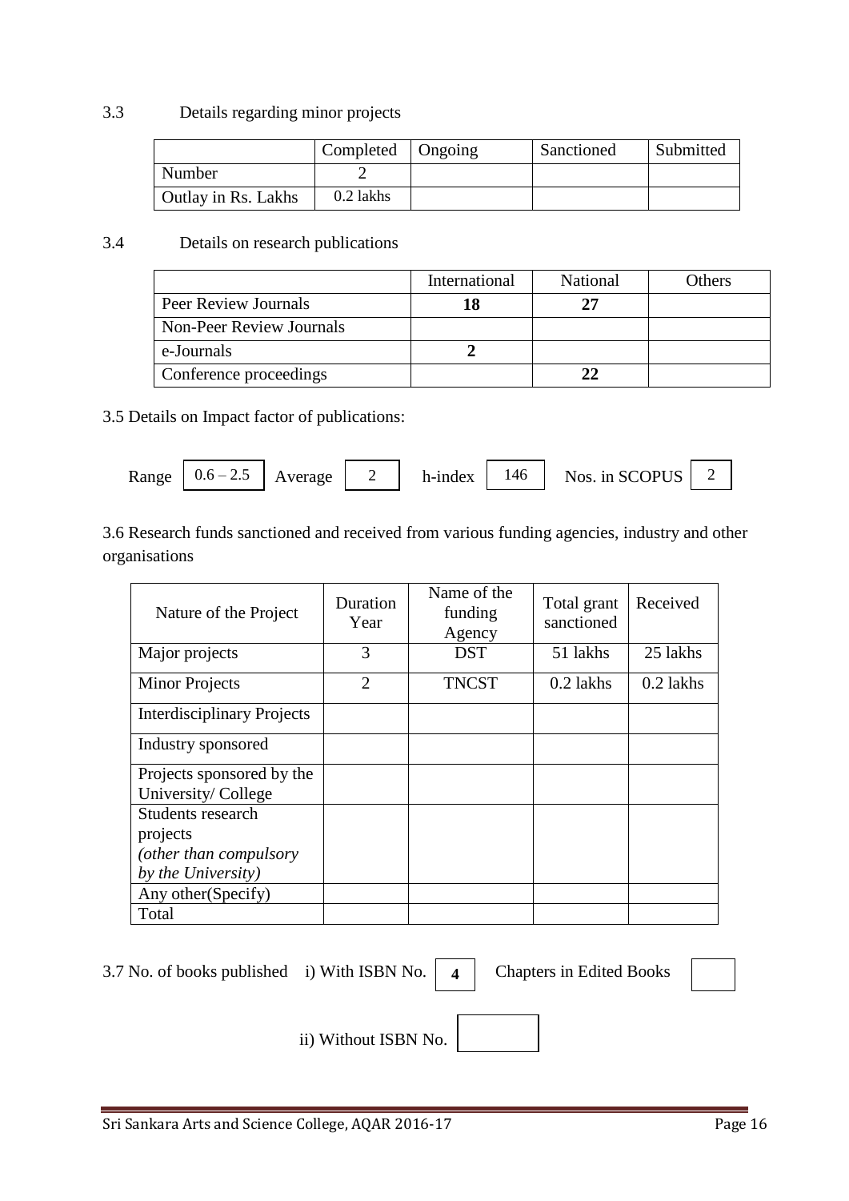3.3 Details regarding minor projects

| | Completed | Ongoing | Sanctioned | Submitted |
|---|---|---|---|---|
| Number | 2 | | | |
| Outlay in Rs. Lakhs | 0.2 lakhs | | | |

3.4 Details on research publications

| | International | National | Others |
|---|---|---|---|
| Peer Review Journals | **18** | **27** | |
| Non-Peer Review Journals | | | |
| e-Journals | **2** | | |
| Conference proceedings | | **22** | |

3.5 Details on Impact factor of publications:

Range 0.6 – 2.5 Average 2 h-index 146 Nos. in SCOPUS 2

3.6 Research funds sanctioned and received from various funding agencies, industry and other organisations

| Nature of the Project | Duration Year | Name of the funding Agency | Total grant sanctioned | Received |
|---|---|---|---|---|
| Major projects | 3 | DST | 51 lakhs | 25 lakhs |
| Minor Projects | 2 | TNCST | 0.2 lakhs | 0.2 lakhs |
| Interdisciplinary Projects | | | | |
| Industry sponsored | | | | |
| Projects sponsored by the University/ College | | | | |
| Students research projects *(other than compulsory by the University)* | | | | |
| Any other(Specify) | | | | |
| Total | | | | |

3.7 No. of books published i) With ISBN No. **4** Chapters in Edited Books

ii) Without ISBN No.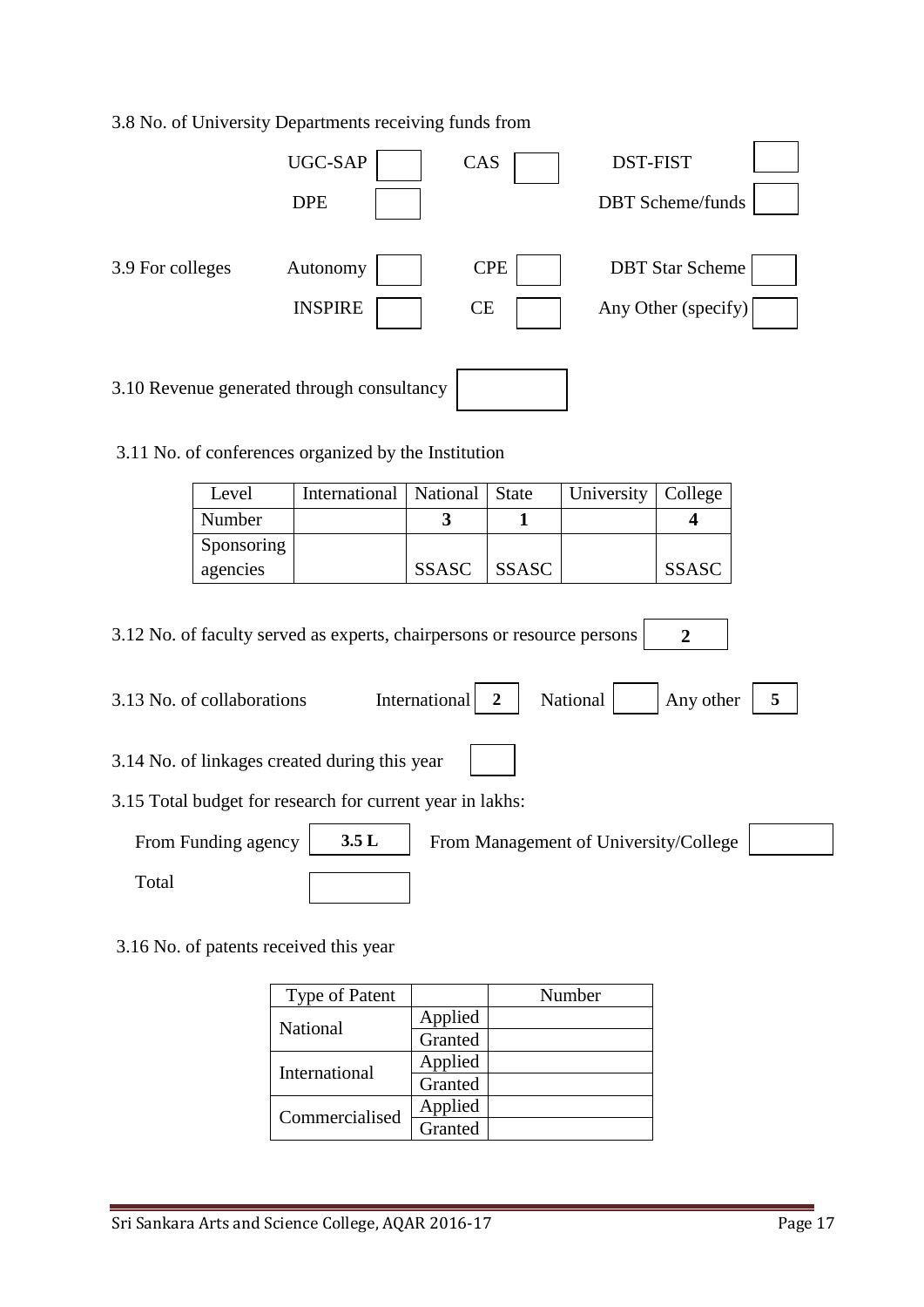3.8 No. of University Departments receiving funds from

| UGC-SAP | | CAS | | DST-FIST | |
|---|---|---|---|---|---|
| DPE | | | | DBT Scheme/funds | |

3.9 For colleges

| Autonomy | | CPE | | DBT Star Scheme | |
|---|---|---|---|---|---|
| INSPIRE | | CE | | Any Other (specify) | |

3.10 Revenue generated through consultancy

3.11 No. of conferences organized by the Institution

| Level | International | National | State | University | College |
|---|---|---|---|---|---|
| Number | | **3** | **1** | | **4** |
| Sponsoring agencies | | SSASC | SSASC | | SSASC |

3.12 No. of faculty served as experts, chairpersons or resource persons **2**

3.13 No. of collaborations International **2** National Any other **5**

3.14 No. of linkages created during this year

3.15 Total budget for research for current year in lakhs:

From Funding agency **3.5 L** From Management of University/College

Total

3.16 No. of patents received this year

| Type of Patent | | Number |
|---|---|---|
| National | Applied | |
| | Granted | |
| International | Applied | |
| | Granted | |
| Commercialised | Applied | |
| | Granted | |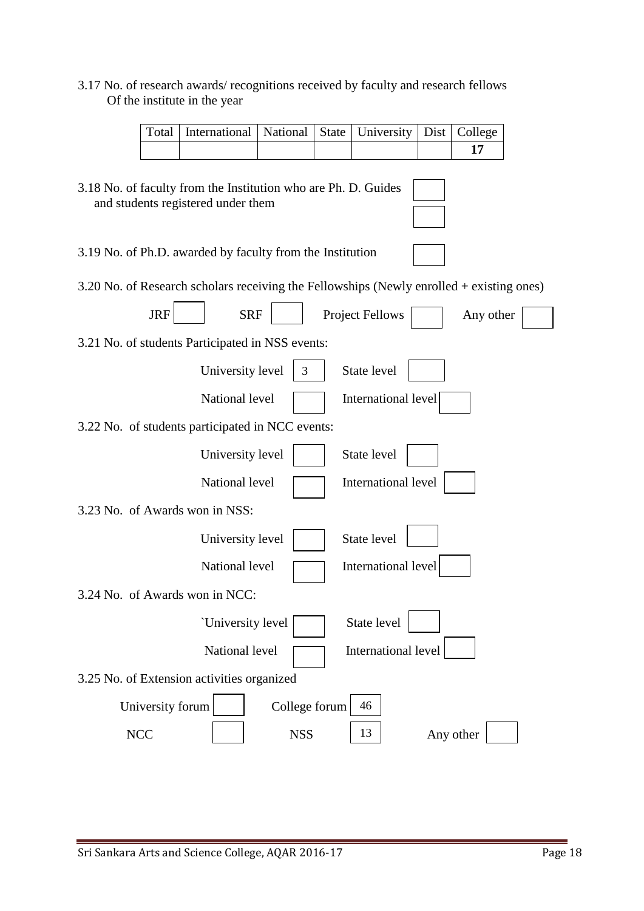3.17 No. of research awards/ recognitions received by faculty and research fellows Of the institute in the year

| Total | International | National | State | University | Dist | College |
|---|---|---|---|---|---|---|
| | | | | | | **17** |

3.18 No. of faculty from the Institution who are Ph. D. Guides and students registered under them

3.19 No. of Ph.D. awarded by faculty from the Institution

3.20 No. of Research scholars receiving the Fellowships (Newly enrolled + existing ones)

| JRF | | SRF | | Project Fellows | | Any other | |
|---|---|---|---|---|---|---|---|

3.21 No. of students Participated in NSS events:

| | | | |
|---|---|---|---|
| University level | 3 | State level | |
| National level | | International level | |

3.22 No. of students participated in NCC events:

| | | | |
|---|---|---|---|
| University level | | State level | |
| National level | | International level | |

3.23 No. of Awards won in NSS:

| | | | |
|---|---|---|---|
| University level | | State level | |
| National level | | International level | |

3.24 No. of Awards won in NCC:

| | | | |
|---|---|---|---|
| `University level | | State level | |
| National level | | International level | |

3.25 No. of Extension activities organized

| | | | | | |
|---|---|---|---|---|---|
| University forum | | College forum | 46 | | |
| NCC | | NSS | 13 | Any other | |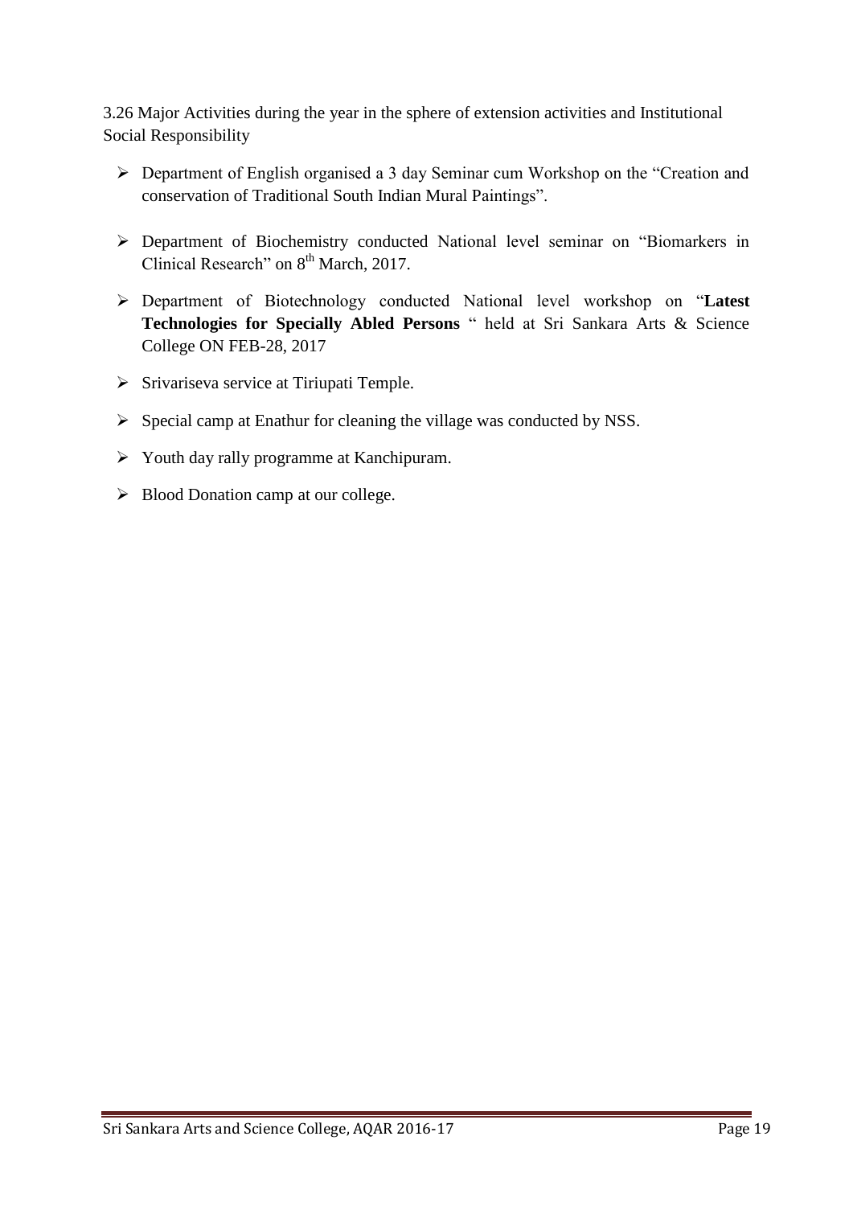3.26 Major Activities during the year in the sphere of extension activities and Institutional Social Responsibility

- Department of English organised a 3 day Seminar cum Workshop on the "Creation and conservation of Traditional South Indian Mural Paintings".
- Department of Biochemistry conducted National level seminar on "Biomarkers in Clinical Research" on 8th March, 2017.
- Department of Biotechnology conducted National level workshop on "**Latest Technologies for Specially Abled Persons** " held at Sri Sankara Arts & Science College ON FEB-28, 2017
- Srivariseva service at Tiriupati Temple.
- Special camp at Enathur for cleaning the village was conducted by NSS.
- Youth day rally programme at Kanchipuram.
- Blood Donation camp at our college.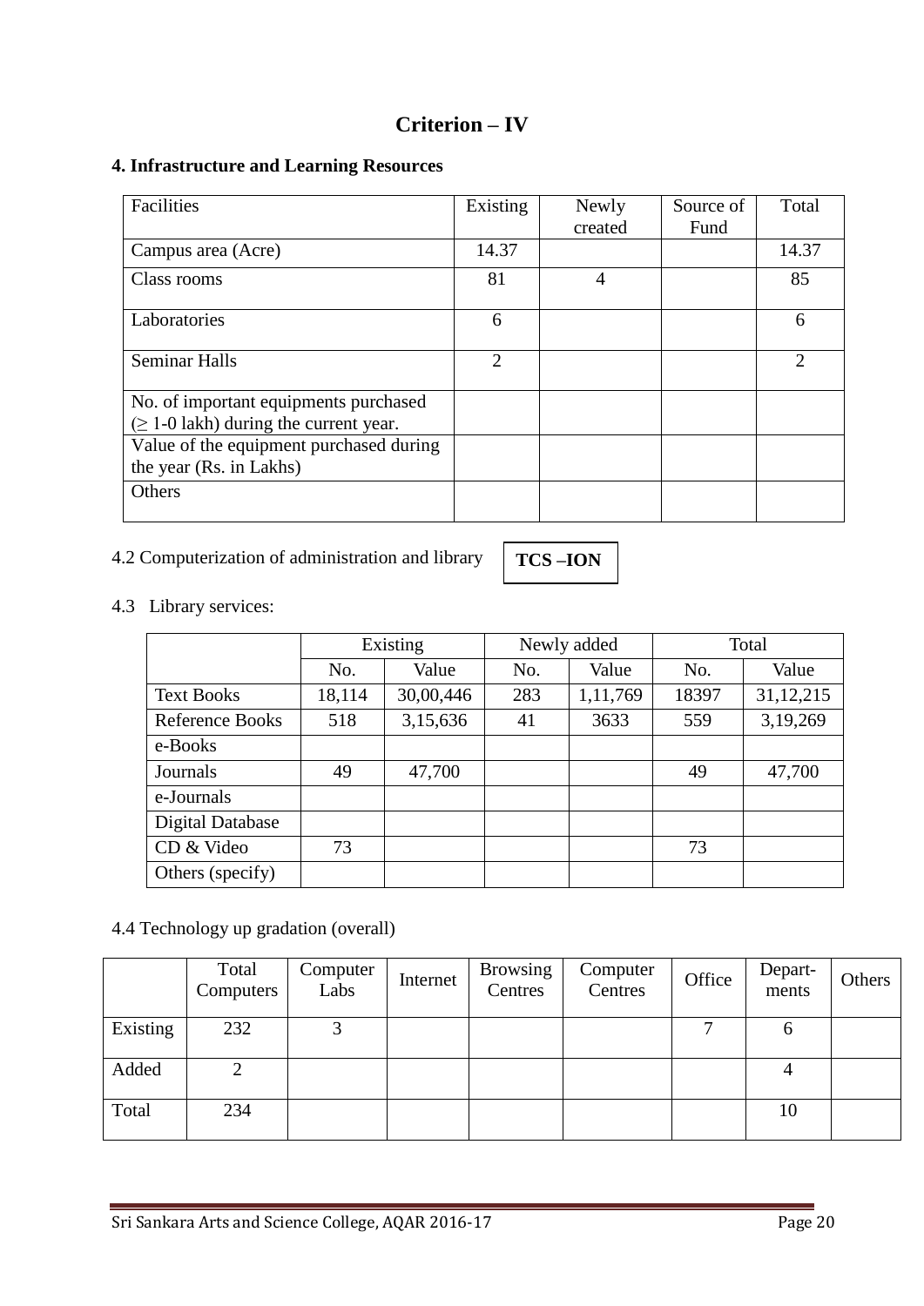# Criterion – IV

## 4. Infrastructure and Learning Resources

| Facilities | Existing | Newly created | Source of Fund | Total |
|---|---|---|---|---|
| Campus area (Acre) | 14.37 | | | 14.37 |
| Class rooms | 81 | 4 | | 85 |
| Laboratories | 6 | | | 6 |
| Seminar Halls | 2 | | | 2 |
| No. of important equipments purchased ($\geq$ 1-0 lakh) during the current year. | | | | |
| Value of the equipment purchased during the year (Rs. in Lakhs) | | | | |
| Others | | | | |

4.2 Computerization of administration and library **TCS –ION**

4.3 Library services:

| | Existing | | Newly added | | Total | |
|---|---|---|---|---|---|---|
| | No. | Value | No. | Value | No. | Value |
| Text Books | 18,114 | 30,00,446 | 283 | 1,11,769 | 18397 | 31,12,215 |
| Reference Books | 518 | 3,15,636 | 41 | 3633 | 559 | 3,19,269 |
| e-Books | | | | | | |
| Journals | 49 | 47,700 | | | 49 | 47,700 |
| e-Journals | | | | | | |
| Digital Database | | | | | | |
| CD & Video | 73 | | | | 73 | |
| Others (specify) | | | | | | |

4.4 Technology up gradation (overall)

| | Total Computers | Computer Labs | Internet | Browsing Centres | Computer Centres | Office | Depart-ments | Others |
|---|---|---|---|---|---|---|---|---|
| Existing | 232 | 3 | | | | 7 | 6 | |
| Added | 2 | | | | | | 4 | |
| Total | 234 | | | | | | 10 | |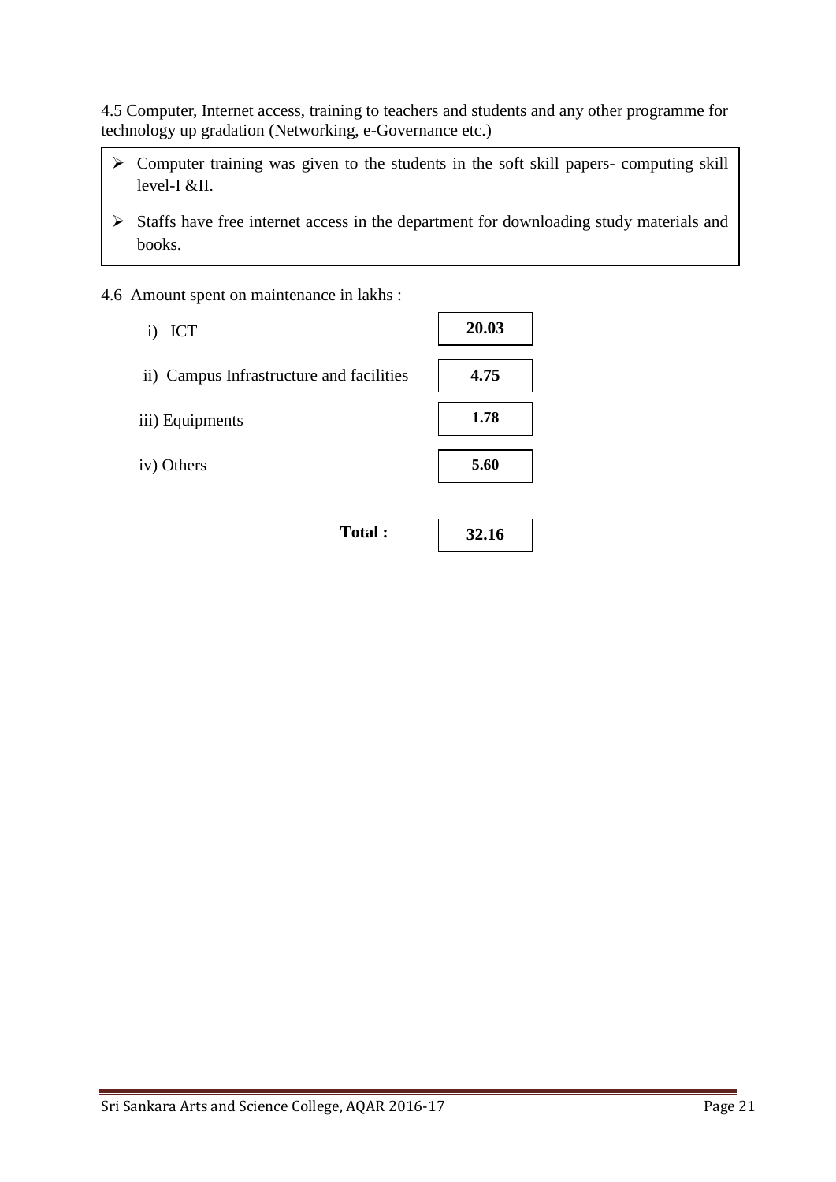4.5 Computer, Internet access, training to teachers and students and any other programme for technology up gradation (Networking, e-Governance etc.)

- Computer training was given to the students in the soft skill papers- computing skill level-I &II.
- Staffs have free internet access in the department for downloading study materials and books.

4.6 Amount spent on maintenance in lakhs :

| | |
|---|---|
| i) ICT | **20.03** |
| ii) Campus Infrastructure and facilities | **4.75** |
| iii) Equipments | **1.78** |
| iv) Others | **5.60** |
| **Total :** | **32.16** |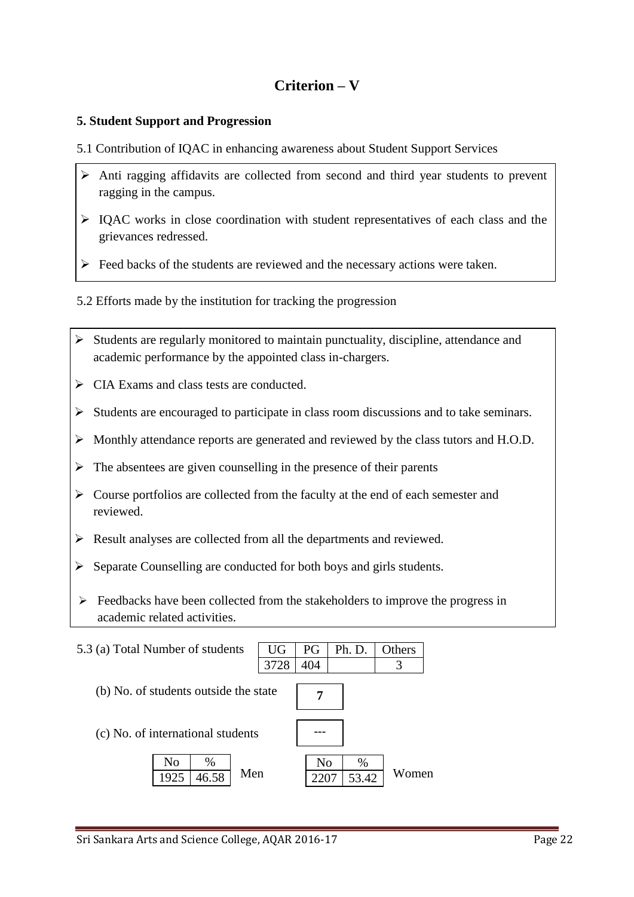# Criterion – V

### 5. Student Support and Progression

5.1 Contribution of IQAC in enhancing awareness about Student Support Services

- Anti ragging affidavits are collected from second and third year students to prevent ragging in the campus.
- IQAC works in close coordination with student representatives of each class and the grievances redressed.
- Feed backs of the students are reviewed and the necessary actions were taken.

5.2 Efforts made by the institution for tracking the progression

- Students are regularly monitored to maintain punctuality, discipline, attendance and academic performance by the appointed class in-chargers.
- CIA Exams and class tests are conducted.
- Students are encouraged to participate in class room discussions and to take seminars.
- Monthly attendance reports are generated and reviewed by the class tutors and H.O.D.
- The absentees are given counselling in the presence of their parents
- Course portfolios are collected from the faculty at the end of each semester and reviewed.
- Result analyses are collected from all the departments and reviewed.
- Separate Counselling are conducted for both boys and girls students.
- Feedbacks have been collected from the stakeholders to improve the progress in academic related activities.

5.3 (a) Total Number of students

| UG | PG | Ph. D. | Others |
|---|---|---|---|
| 3728 | 404 | | 3 |

(b) No. of students outside the state: 7

(c) No. of international students: ---

| | No | % |
|---|---|---|
| Men | 1925 | 46.58 |
| Women | 2207 | 53.42 |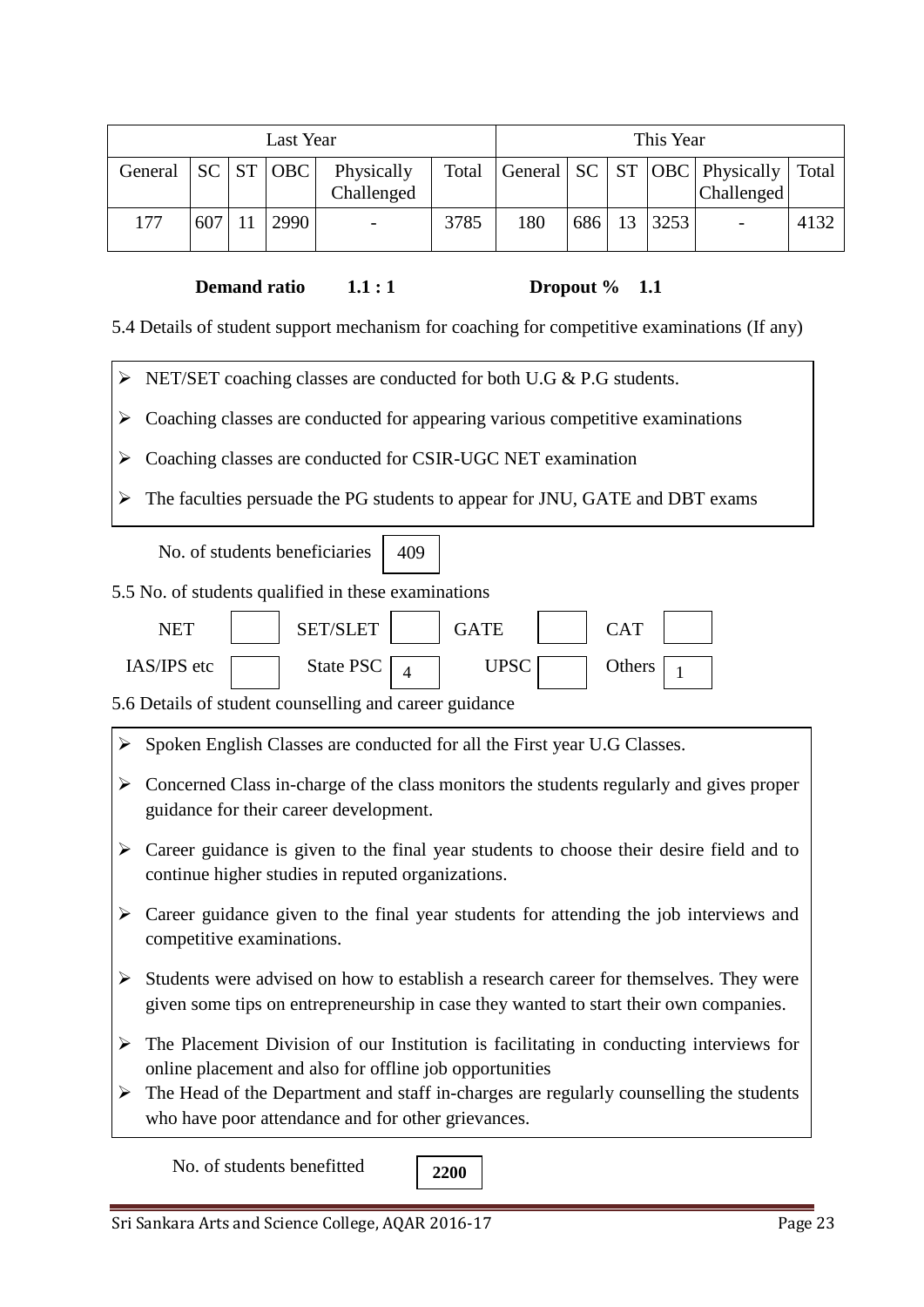| Last Year | | | | | | This Year | | | | | |
|---|---|---|---|---|---|---|---|---|---|---|---|
| General | SC | ST | OBC | Physically Challenged | Total | General | SC | ST | OBC | Physically Challenged | Total |
| 177 | 607 | 11 | 2990 | - | 3785 | 180 | 686 | 13 | 3253 | - | 4132 |

**Demand ratio 1.1 : 1** **Dropout % 1.1**

5.4 Details of student support mechanism for coaching for competitive examinations (If any)

- NET/SET coaching classes are conducted for both U.G & P.G students.
- Coaching classes are conducted for appearing various competitive examinations
- Coaching classes are conducted for CSIR-UGC NET examination
- The faculties persuade the PG students to appear for JNU, GATE and DBT exams

No. of students beneficiaries: 409

5.5 No. of students qualified in these examinations

| NET | | SET/SLET | | GATE | | CAT | |
|---|---|---|---|---|---|---|---|
| IAS/IPS etc | | State PSC | 4 | UPSC | | Others | 1 |

5.6 Details of student counselling and career guidance

- Spoken English Classes are conducted for all the First year U.G Classes.
- Concerned Class in-charge of the class monitors the students regularly and gives proper guidance for their career development.
- Career guidance is given to the final year students to choose their desire field and to continue higher studies in reputed organizations.
- Career guidance given to the final year students for attending the job interviews and competitive examinations.
- Students were advised on how to establish a research career for themselves. They were given some tips on entrepreneurship in case they wanted to start their own companies.
- The Placement Division of our Institution is facilitating in conducting interviews for online placement and also for offline job opportunities
- The Head of the Department and staff in-charges are regularly counselling the students who have poor attendance and for other grievances.

No. of students benefitted: **2200**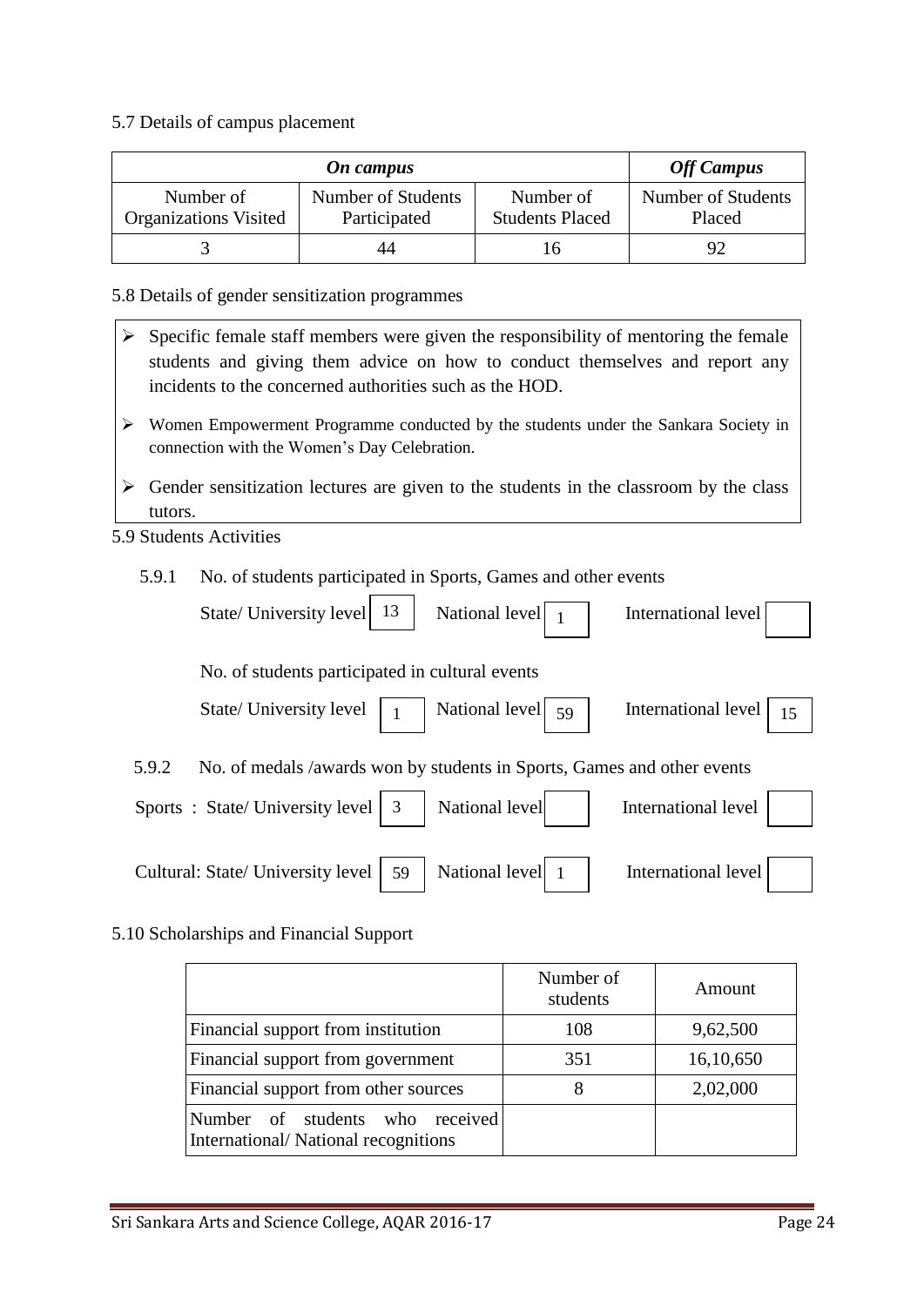5.7 Details of campus placement

| *On campus* | | | *Off Campus* |
|---|---|---|---|
| Number of Organizations Visited | Number of Students Participated | Number of Students Placed | Number of Students Placed |
| 3 | 44 | 16 | 92 |

5.8 Details of gender sensitization programmes

- Specific female staff members were given the responsibility of mentoring the female students and giving them advice on how to conduct themselves and report any incidents to the concerned authorities such as the HOD.
- Women Empowerment Programme conducted by the students under the Sankara Society in connection with the Women's Day Celebration.
- Gender sensitization lectures are given to the students in the classroom by the class tutors.

5.9 Students Activities

5.9.1 No. of students participated in Sports, Games and other events

State/ University level 13 National level 1 International level

No. of students participated in cultural events

State/ University level 1 National level 59 International level 15

5.9.2 No. of medals /awards won by students in Sports, Games and other events

Sports : State/ University level 3 National level International level

Cultural: State/ University level 59 National level 1 International level

5.10 Scholarships and Financial Support

| | Number of students | Amount |
|---|---|---|
| Financial support from institution | 108 | 9,62,500 |
| Financial support from government | 351 | 16,10,650 |
| Financial support from other sources | 8 | 2,02,000 |
| Number of students who received International/ National recognitions | | |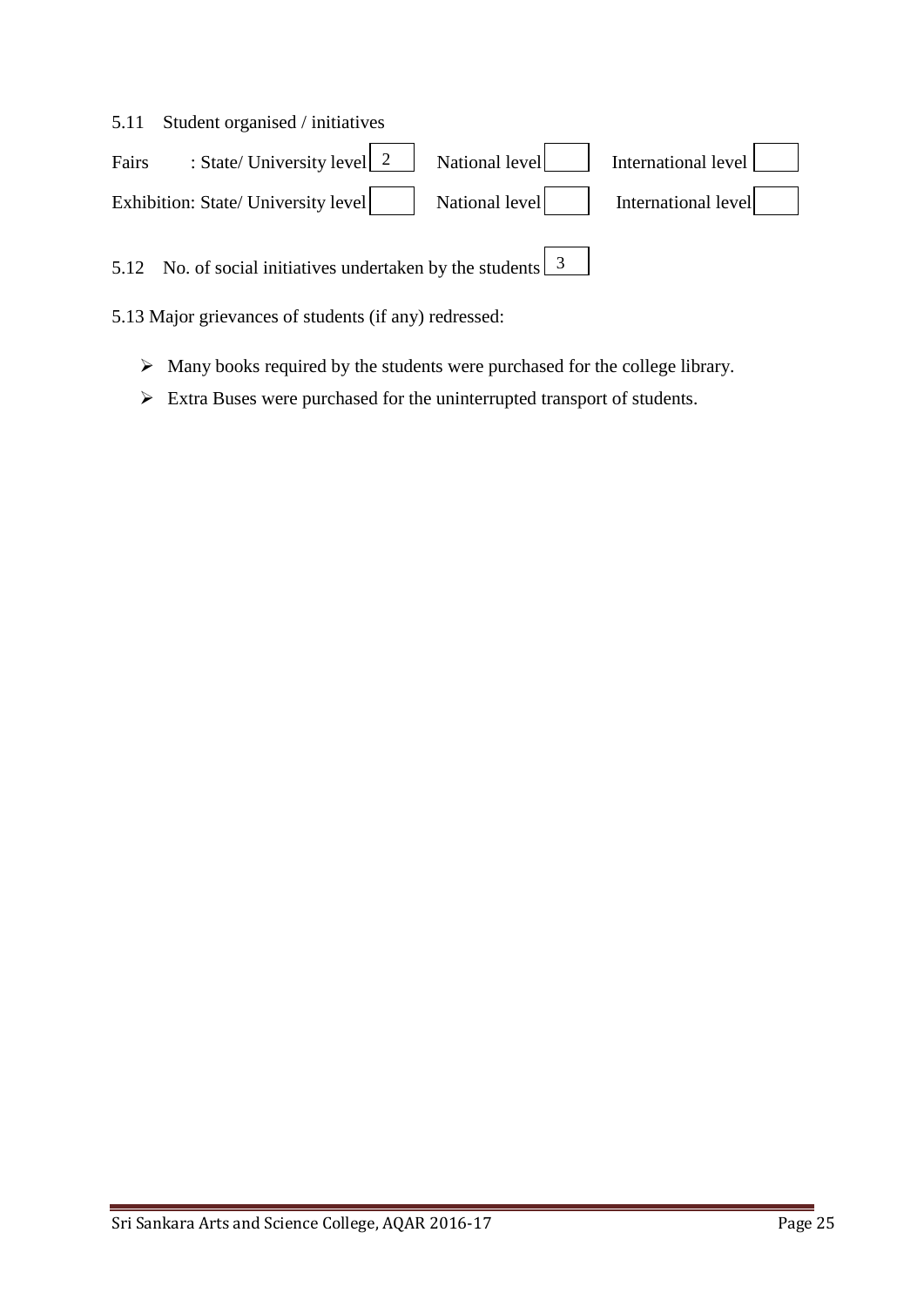5.11 Student organised / initiatives

| | State/ University level | National level | International level |
|---|---|---|---|
| Fairs | 2 | | |
| Exhibition | | | |

5.12 No. of social initiatives undertaken by the students: 3

5.13 Major grievances of students (if any) redressed:

- Many books required by the students were purchased for the college library.
- Extra Buses were purchased for the uninterrupted transport of students.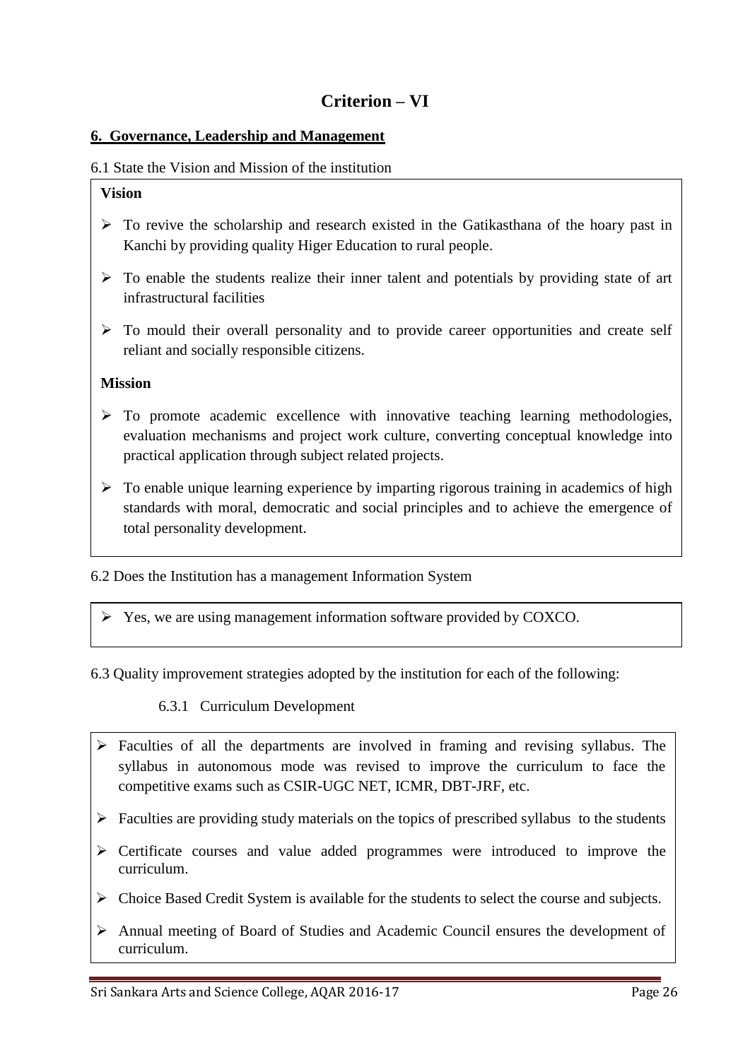# Criterion – VI

## 6. Governance, Leadership and Management

6.1 State the Vision and Mission of the institution

**Vision**

- To revive the scholarship and research existed in the Gatikasthana of the hoary past in Kanchi by providing quality Higer Education to rural people.
- To enable the students realize their inner talent and potentials by providing state of art infrastructural facilities
- To mould their overall personality and to provide career opportunities and create self reliant and socially responsible citizens.

**Mission**

- To promote academic excellence with innovative teaching learning methodologies, evaluation mechanisms and project work culture, converting conceptual knowledge into practical application through subject related projects.
- To enable unique learning experience by imparting rigorous training in academics of high standards with moral, democratic and social principles and to achieve the emergence of total personality development.

6.2 Does the Institution has a management Information System

- Yes, we are using management information software provided by COXCO.

6.3 Quality improvement strategies adopted by the institution for each of the following:

6.3.1 Curriculum Development

- Faculties of all the departments are involved in framing and revising syllabus. The syllabus in autonomous mode was revised to improve the curriculum to face the competitive exams such as CSIR-UGC NET, ICMR, DBT-JRF, etc.
- Faculties are providing study materials on the topics of prescribed syllabus to the students
- Certificate courses and value added programmes were introduced to improve the curriculum.
- Choice Based Credit System is available for the students to select the course and subjects.
- Annual meeting of Board of Studies and Academic Council ensures the development of curriculum.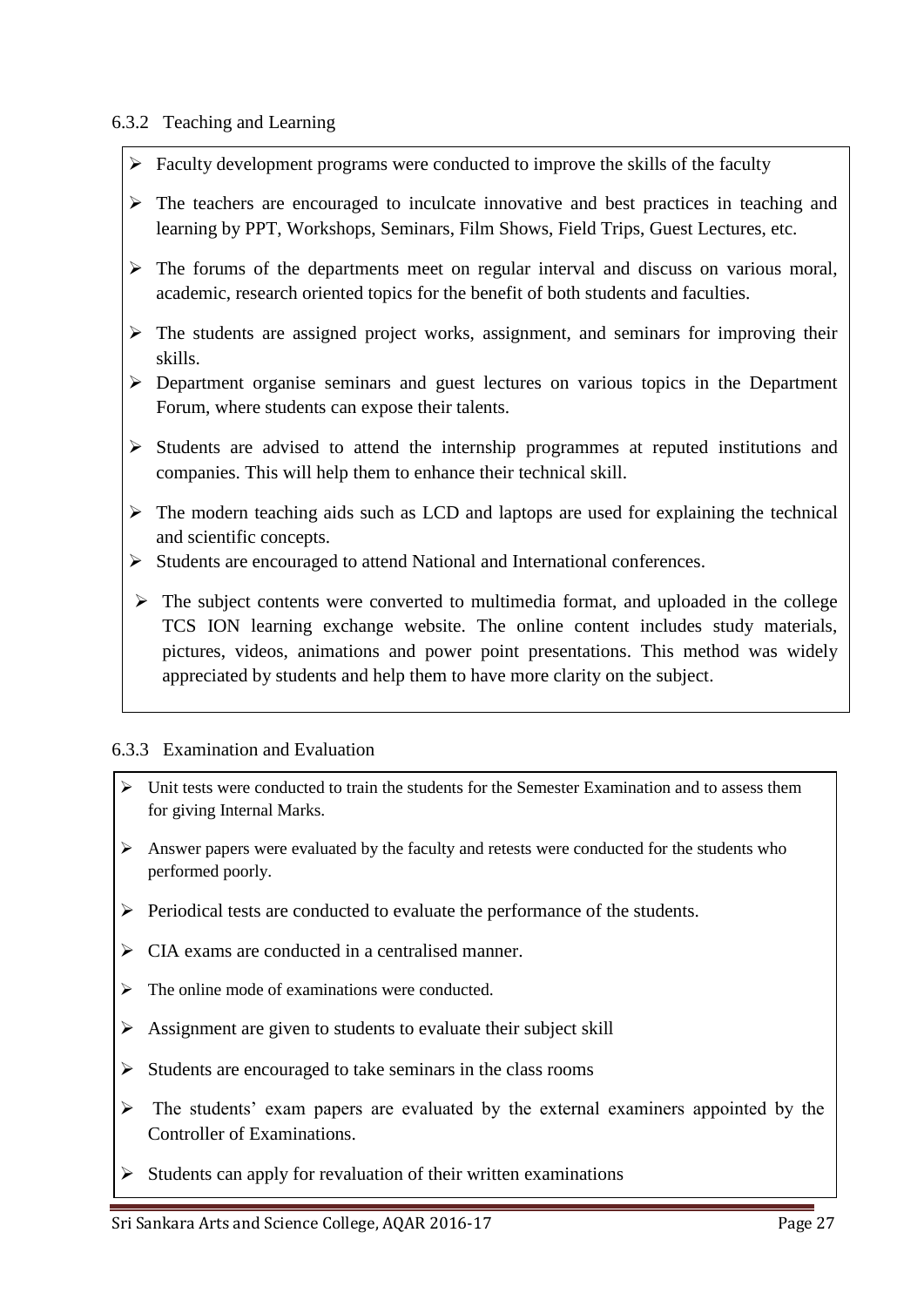6.3.2 Teaching and Learning

- Faculty development programs were conducted to improve the skills of the faculty
- The teachers are encouraged to inculcate innovative and best practices in teaching and learning by PPT, Workshops, Seminars, Film Shows, Field Trips, Guest Lectures, etc.
- The forums of the departments meet on regular interval and discuss on various moral, academic, research oriented topics for the benefit of both students and faculties.
- The students are assigned project works, assignment, and seminars for improving their skills.
- Department organise seminars and guest lectures on various topics in the Department Forum, where students can expose their talents.
- Students are advised to attend the internship programmes at reputed institutions and companies. This will help them to enhance their technical skill.
- The modern teaching aids such as LCD and laptops are used for explaining the technical and scientific concepts.
- Students are encouraged to attend National and International conferences.
- The subject contents were converted to multimedia format, and uploaded in the college TCS ION learning exchange website. The online content includes study materials, pictures, videos, animations and power point presentations. This method was widely appreciated by students and help them to have more clarity on the subject.

6.3.3 Examination and Evaluation

- Unit tests were conducted to train the students for the Semester Examination and to assess them for giving Internal Marks.
- Answer papers were evaluated by the faculty and retests were conducted for the students who performed poorly.
- Periodical tests are conducted to evaluate the performance of the students.
- CIA exams are conducted in a centralised manner.
- The online mode of examinations were conducted.
- Assignment are given to students to evaluate their subject skill
- Students are encouraged to take seminars in the class rooms
- The students' exam papers are evaluated by the external examiners appointed by the Controller of Examinations.
- Students can apply for revaluation of their written examinations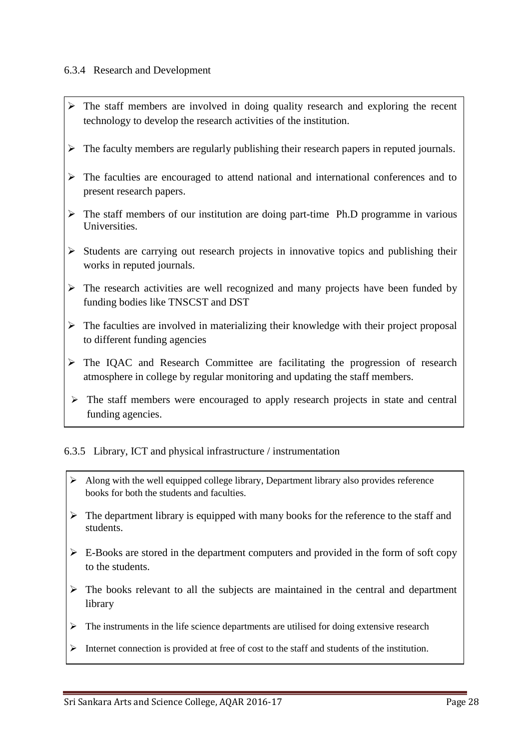6.3.4 Research and Development

- The staff members are involved in doing quality research and exploring the recent technology to develop the research activities of the institution.
- The faculty members are regularly publishing their research papers in reputed journals.
- The faculties are encouraged to attend national and international conferences and to present research papers.
- The staff members of our institution are doing part-time Ph.D programme in various Universities.
- Students are carrying out research projects in innovative topics and publishing their works in reputed journals.
- The research activities are well recognized and many projects have been funded by funding bodies like TNSCST and DST
- The faculties are involved in materializing their knowledge with their project proposal to different funding agencies
- The IQAC and Research Committee are facilitating the progression of research atmosphere in college by regular monitoring and updating the staff members.
- The staff members were encouraged to apply research projects in state and central funding agencies.

6.3.5 Library, ICT and physical infrastructure / instrumentation

- Along with the well equipped college library, Department library also provides reference books for both the students and faculties.
- The department library is equipped with many books for the reference to the staff and students.
- E-Books are stored in the department computers and provided in the form of soft copy to the students.
- The books relevant to all the subjects are maintained in the central and department library
- The instruments in the life science departments are utilised for doing extensive research
- Internet connection is provided at free of cost to the staff and students of the institution.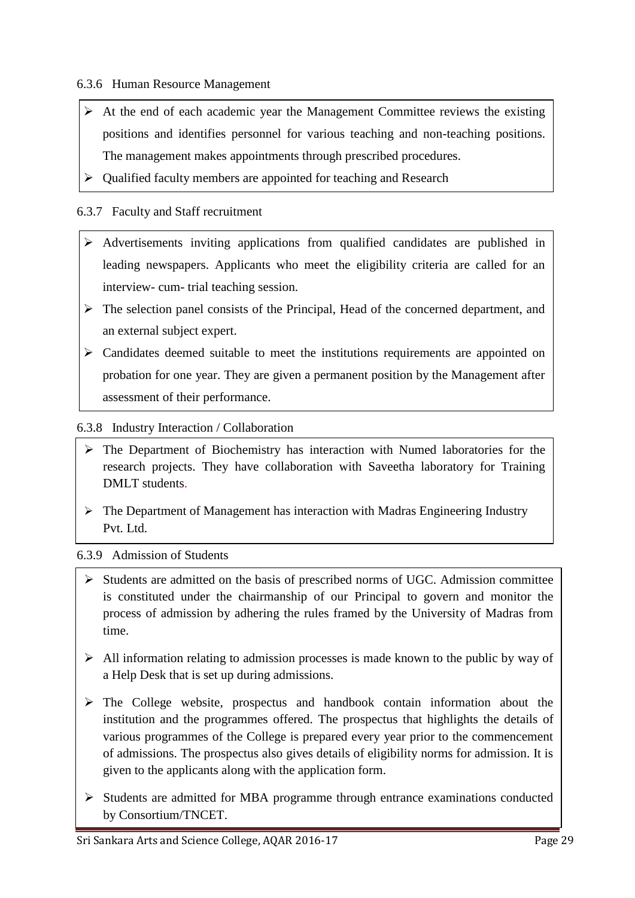6.3.6 Human Resource Management

- At the end of each academic year the Management Committee reviews the existing positions and identifies personnel for various teaching and non-teaching positions. The management makes appointments through prescribed procedures.
- Qualified faculty members are appointed for teaching and Research

6.3.7 Faculty and Staff recruitment

- Advertisements inviting applications from qualified candidates are published in leading newspapers. Applicants who meet the eligibility criteria are called for an interview- cum- trial teaching session.
- The selection panel consists of the Principal, Head of the concerned department, and an external subject expert.
- Candidates deemed suitable to meet the institutions requirements are appointed on probation for one year. They are given a permanent position by the Management after assessment of their performance.

6.3.8 Industry Interaction / Collaboration

- The Department of Biochemistry has interaction with Numed laboratories for the research projects. They have collaboration with Saveetha laboratory for Training DMLT students.
- The Department of Management has interaction with Madras Engineering Industry Pvt. Ltd.

6.3.9 Admission of Students

- Students are admitted on the basis of prescribed norms of UGC. Admission committee is constituted under the chairmanship of our Principal to govern and monitor the process of admission by adhering the rules framed by the University of Madras from time.
- All information relating to admission processes is made known to the public by way of a Help Desk that is set up during admissions.
- The College website, prospectus and handbook contain information about the institution and the programmes offered. The prospectus that highlights the details of various programmes of the College is prepared every year prior to the commencement of admissions. The prospectus also gives details of eligibility norms for admission. It is given to the applicants along with the application form.
- Students are admitted for MBA programme through entrance examinations conducted by Consortium/TNCET.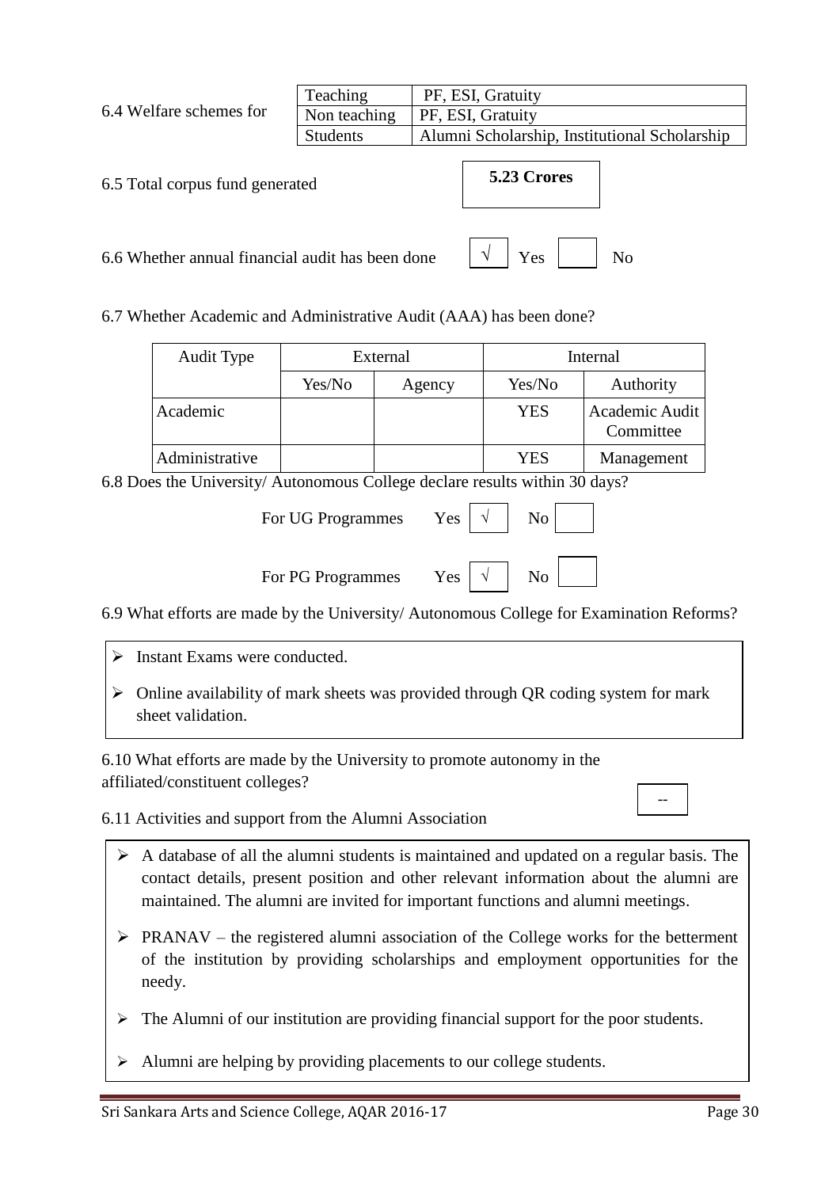6.4 Welfare schemes for

| | |
|---|---|
| Teaching | PF, ESI, Gratuity |
| Non teaching | PF, ESI, Gratuity |
| Students | Alumni Scholarship, Institutional Scholarship |

6.5 Total corpus fund generated **5.23 Crores**

6.6 Whether annual financial audit has been done √ Yes No

6.7 Whether Academic and Administrative Audit (AAA) has been done?

| Audit Type | External | | Internal | |
|---|---|---|---|---|
| | Yes/No | Agency | Yes/No | Authority |
| Academic | | | YES | Academic Audit Committee |
| Administrative | | | YES | Management |

6.8 Does the University/ Autonomous College declare results within 30 days?

For UG Programmes Yes √ No

For PG Programmes Yes √ No

6.9 What efforts are made by the University/ Autonomous College for Examination Reforms?

- Instant Exams were conducted.
- Online availability of mark sheets was provided through QR coding system for mark sheet validation.

6.10 What efforts are made by the University to promote autonomy in the affiliated/constituent colleges?

--

6.11 Activities and support from the Alumni Association

- A database of all the alumni students is maintained and updated on a regular basis. The contact details, present position and other relevant information about the alumni are maintained. The alumni are invited for important functions and alumni meetings.
- PRANAV – the registered alumni association of the College works for the betterment of the institution by providing scholarships and employment opportunities for the needy.
- The Alumni of our institution are providing financial support for the poor students.
- Alumni are helping by providing placements to our college students.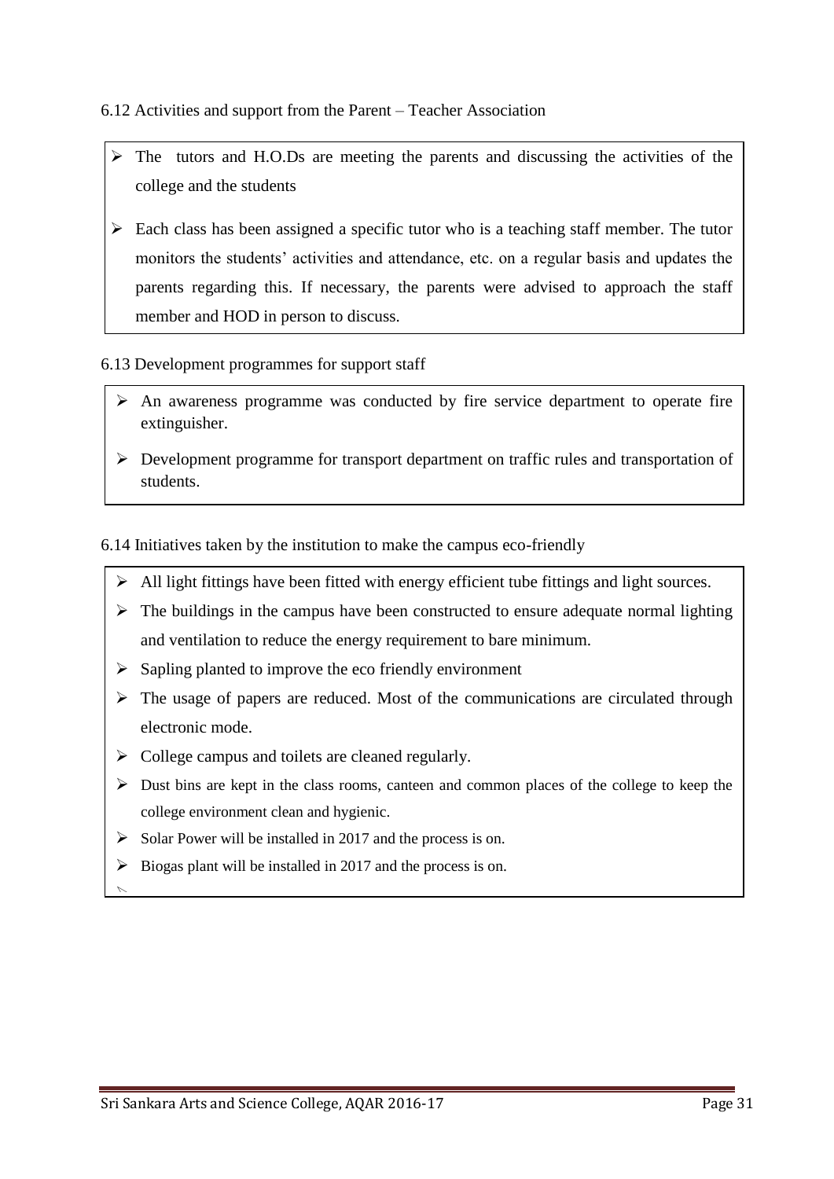6.12 Activities and support from the Parent – Teacher Association

- The tutors and H.O.Ds are meeting the parents and discussing the activities of the college and the students
- Each class has been assigned a specific tutor who is a teaching staff member. The tutor monitors the students' activities and attendance, etc. on a regular basis and updates the parents regarding this. If necessary, the parents were advised to approach the staff member and HOD in person to discuss.

6.13 Development programmes for support staff

- An awareness programme was conducted by fire service department to operate fire extinguisher.
- Development programme for transport department on traffic rules and transportation of students.

6.14 Initiatives taken by the institution to make the campus eco-friendly

- All light fittings have been fitted with energy efficient tube fittings and light sources.
- The buildings in the campus have been constructed to ensure adequate normal lighting and ventilation to reduce the energy requirement to bare minimum.
- Sapling planted to improve the eco friendly environment
- The usage of papers are reduced. Most of the communications are circulated through electronic mode.
- College campus and toilets are cleaned regularly.
- Dust bins are kept in the class rooms, canteen and common places of the college to keep the college environment clean and hygienic.
- Solar Power will be installed in 2017 and the process is on.
- Biogas plant will be installed in 2017 and the process is on.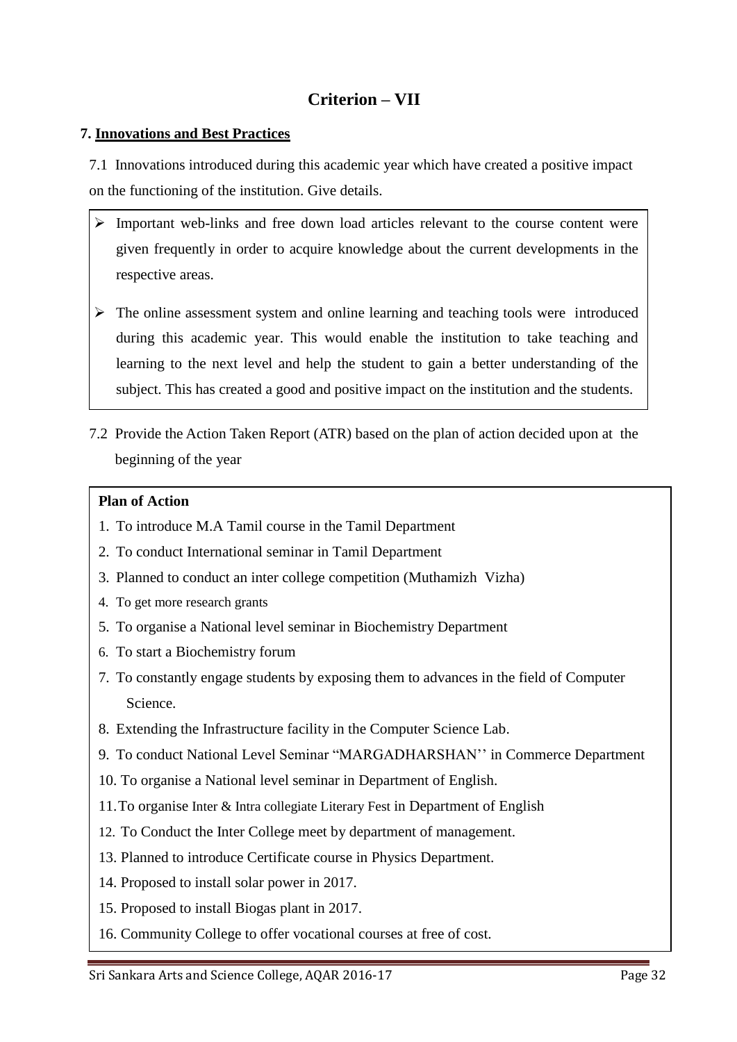# Criterion – VII

## 7. Innovations and Best Practices

7.1 Innovations introduced during this academic year which have created a positive impact on the functioning of the institution. Give details.

- Important web-links and free down load articles relevant to the course content were given frequently in order to acquire knowledge about the current developments in the respective areas.
- The online assessment system and online learning and teaching tools were introduced during this academic year. This would enable the institution to take teaching and learning to the next level and help the student to gain a better understanding of the subject. This has created a good and positive impact on the institution and the students.

7.2 Provide the Action Taken Report (ATR) based on the plan of action decided upon at the beginning of the year

**Plan of Action**

1. To introduce M.A Tamil course in the Tamil Department
2. To conduct International seminar in Tamil Department
3. Planned to conduct an inter college competition (Muthamizh Vizha)
4. To get more research grants
5. To organise a National level seminar in Biochemistry Department
6. To start a Biochemistry forum
7. To constantly engage students by exposing them to advances in the field of Computer Science.
8. Extending the Infrastructure facility in the Computer Science Lab.
9. To conduct National Level Seminar "MARGADHARSHAN'' in Commerce Department
10. To organise a National level seminar in Department of English.
11. To organise Inter & Intra collegiate Literary Fest in Department of English
12. To Conduct the Inter College meet by department of management.
13. Planned to introduce Certificate course in Physics Department.
14. Proposed to install solar power in 2017.
15. Proposed to install Biogas plant in 2017.
16. Community College to offer vocational courses at free of cost.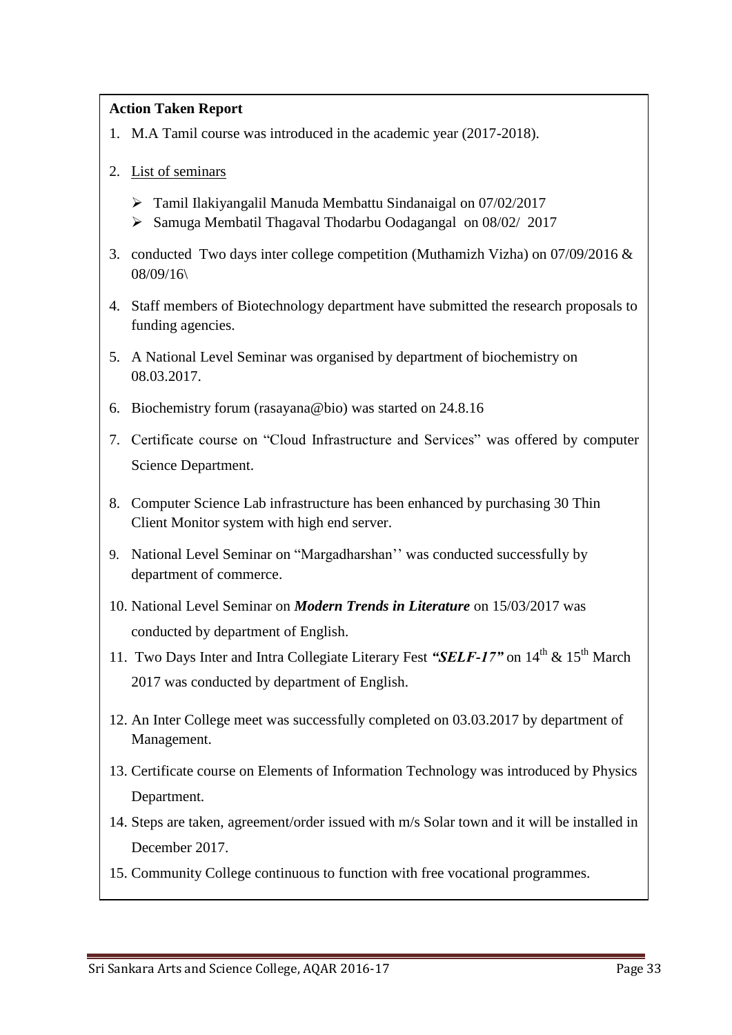**Action Taken Report**

1. M.A Tamil course was introduced in the academic year (2017-2018).
2. List of seminars
   - Tamil Ilakiyangalil Manuda Membattu Sindanaigal on 07/02/2017
   - Samuga Membatil Thagaval Thodarbu Oodagangal on 08/02/ 2017
3. conducted Two days inter college competition (Muthamizh Vizha) on 07/09/2016 & 08/09/16\
4. Staff members of Biotechnology department have submitted the research proposals to funding agencies.
5. A National Level Seminar was organised by department of biochemistry on 08.03.2017.
6. Biochemistry forum (rasayana@bio) was started on 24.8.16
7. Certificate course on "Cloud Infrastructure and Services" was offered by computer Science Department.
8. Computer Science Lab infrastructure has been enhanced by purchasing 30 Thin Client Monitor system with high end server.
9. National Level Seminar on "Margadharshan'' was conducted successfully by department of commerce.
10. National Level Seminar on ***Modern Trends in Literature*** on 15/03/2017 was conducted by department of English.
11. Two Days Inter and Intra Collegiate Literary Fest ***"SELF-17"*** on 14th & 15th March 2017 was conducted by department of English.
12. An Inter College meet was successfully completed on 03.03.2017 by department of Management.
13. Certificate course on Elements of Information Technology was introduced by Physics Department.
14. Steps are taken, agreement/order issued with m/s Solar town and it will be installed in December 2017.
15. Community College continuous to function with free vocational programmes.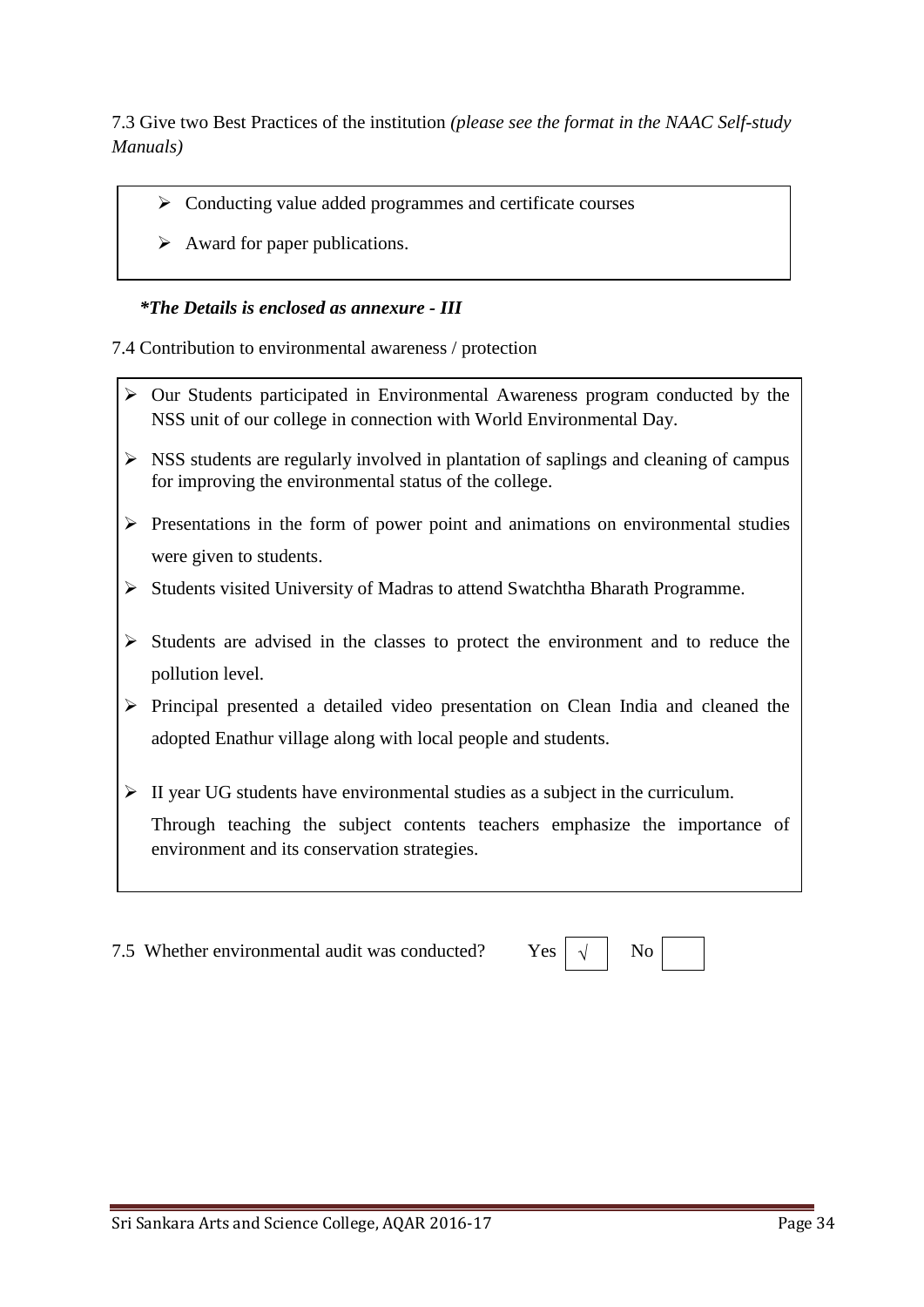7.3 Give two Best Practices of the institution *(please see the format in the NAAC Self-study Manuals)*

- Conducting value added programmes and certificate courses
- Award for paper publications.

***The Details is enclosed as annexure - III***

7.4 Contribution to environmental awareness / protection

- Our Students participated in Environmental Awareness program conducted by the NSS unit of our college in connection with World Environmental Day.
- NSS students are regularly involved in plantation of saplings and cleaning of campus for improving the environmental status of the college.
- Presentations in the form of power point and animations on environmental studies were given to students.
- Students visited University of Madras to attend Swatchtha Bharath Programme.
- Students are advised in the classes to protect the environment and to reduce the pollution level.
- Principal presented a detailed video presentation on Clean India and cleaned the adopted Enathur village along with local people and students.
- II year UG students have environmental studies as a subject in the curriculum. Through teaching the subject contents teachers emphasize the importance of environment and its conservation strategies.

7.5 Whether environmental audit was conducted? Yes [√] No [ ]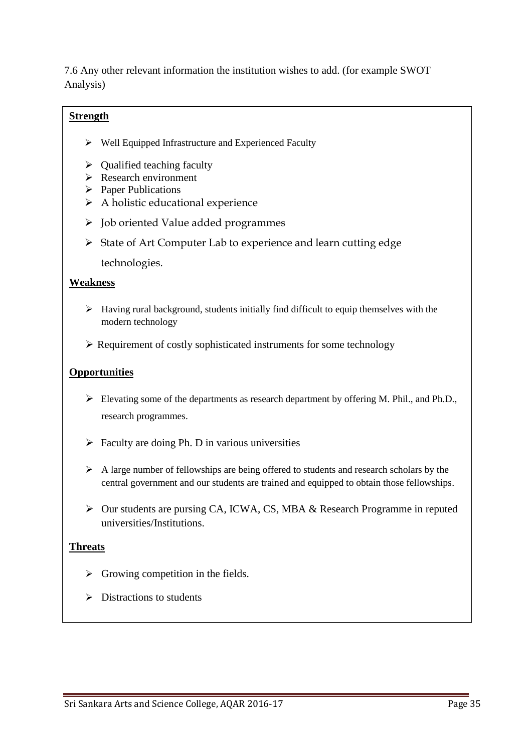7.6 Any other relevant information the institution wishes to add. (for example SWOT Analysis)

**Strength**

- Well Equipped Infrastructure and Experienced Faculty
- Qualified teaching faculty
- Research environment
- Paper Publications
- A holistic educational experience
- Job oriented Value added programmes
- State of Art Computer Lab to experience and learn cutting edge technologies.

**Weakness**

- Having rural background, students initially find difficult to equip themselves with the modern technology
- Requirement of costly sophisticated instruments for some technology

**Opportunities**

- Elevating some of the departments as research department by offering M. Phil., and Ph.D., research programmes.
- Faculty are doing Ph. D in various universities
- A large number of fellowships are being offered to students and research scholars by the central government and our students are trained and equipped to obtain those fellowships.
- Our students are pursing CA, ICWA, CS, MBA & Research Programme in reputed universities/Institutions.

**Threats**

- Growing competition in the fields.
- Distractions to students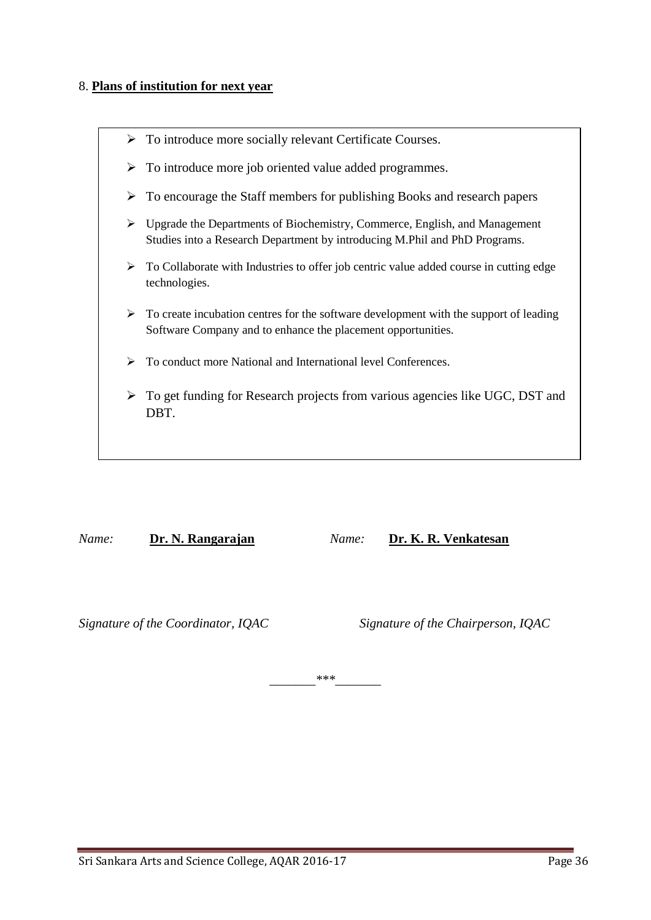8. **Plans of institution for next year**

- To introduce more socially relevant Certificate Courses.
- To introduce more job oriented value added programmes.
- To encourage the Staff members for publishing Books and research papers
- Upgrade the Departments of Biochemistry, Commerce, English, and Management Studies into a Research Department by introducing M.Phil and PhD Programs.
- To Collaborate with Industries to offer job centric value added course in cutting edge technologies.
- To create incubation centres for the software development with the support of leading Software Company and to enhance the placement opportunities.
- To conduct more National and International level Conferences.
- To get funding for Research projects from various agencies like UGC, DST and DBT.

*Name:* **Dr. N. Rangarajan**

*Signature of the Coordinator, IQAC*

*Name:* **Dr. K. R. Venkatesan**

*Signature of the Chairperson, IQAC*

_______***_______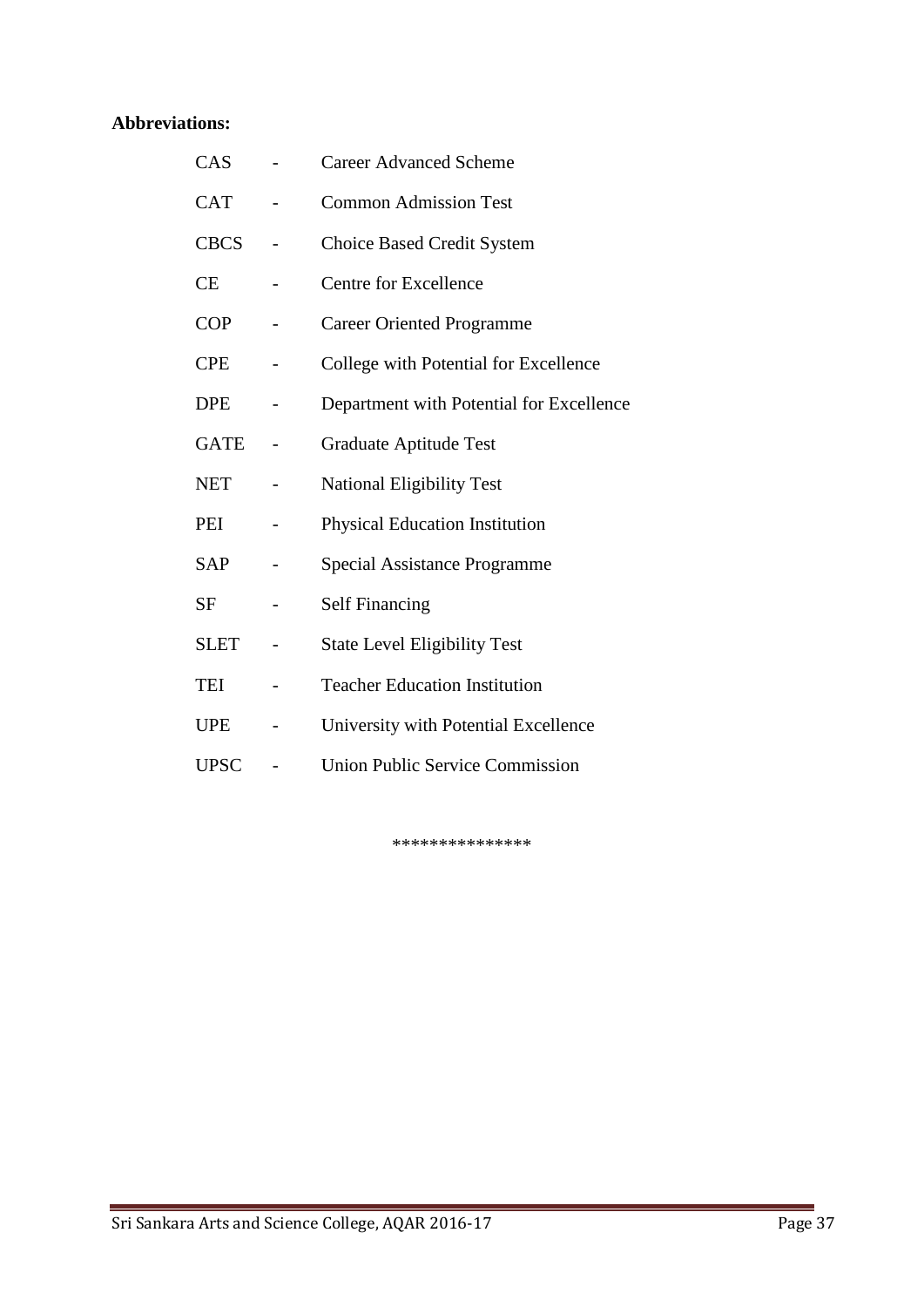**Abbreviations:**

| | | |
|---|---|---|
| CAS | - | Career Advanced Scheme |
| CAT | - | Common Admission Test |
| CBCS | - | Choice Based Credit System |
| CE | - | Centre for Excellence |
| COP | - | Career Oriented Programme |
| CPE | - | College with Potential for Excellence |
| DPE | - | Department with Potential for Excellence |
| GATE | - | Graduate Aptitude Test |
| NET | - | National Eligibility Test |
| PEI | - | Physical Education Institution |
| SAP | - | Special Assistance Programme |
| SF | - | Self Financing |
| SLET | - | State Level Eligibility Test |
| TEI | - | Teacher Education Institution |
| UPE | - | University with Potential Excellence |
| UPSC | - | Union Public Service Commission |

***************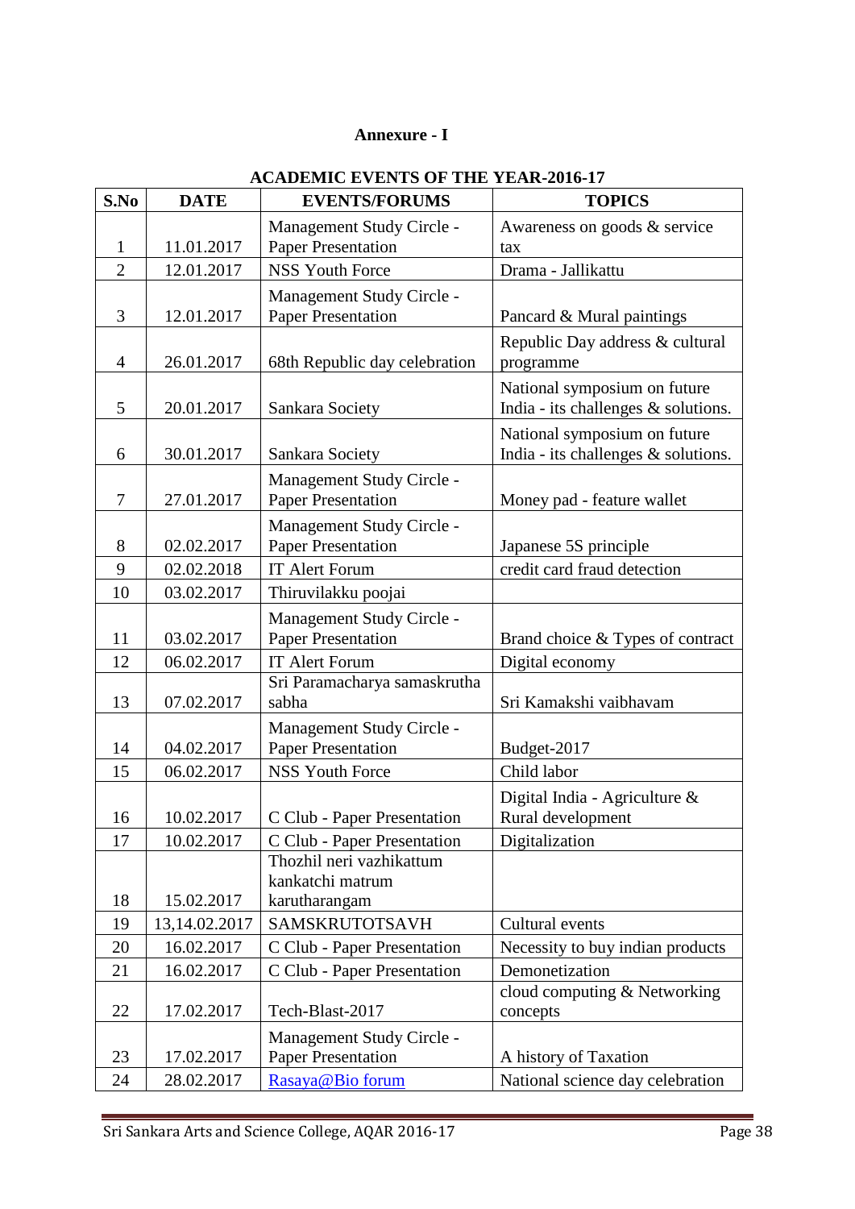**Annexure - I**

**ACADEMIC EVENTS OF THE YEAR-2016-17**

| S.No | DATE | EVENTS/FORUMS | TOPICS |
|---|---|---|---|
| 1 | 11.01.2017 | Management Study Circle - Paper Presentation | Awareness on goods & service tax |
| 2 | 12.01.2017 | NSS Youth Force | Drama - Jallikattu |
| 3 | 12.01.2017 | Management Study Circle - Paper Presentation | Pancard & Mural paintings |
| 4 | 26.01.2017 | 68th Republic day celebration | Republic Day address & cultural programme |
| 5 | 20.01.2017 | Sankara Society | National symposium on future India - its challenges & solutions. |
| 6 | 30.01.2017 | Sankara Society | National symposium on future India - its challenges & solutions. |
| 7 | 27.01.2017 | Management Study Circle - Paper Presentation | Money pad - feature wallet |
| 8 | 02.02.2017 | Management Study Circle - Paper Presentation | Japanese 5S principle |
| 9 | 02.02.2018 | IT Alert Forum | credit card fraud detection |
| 10 | 03.02.2017 | Thiruvilakku poojai | |
| 11 | 03.02.2017 | Management Study Circle - Paper Presentation | Brand choice & Types of contract |
| 12 | 06.02.2017 | IT Alert Forum | Digital economy |
| 13 | 07.02.2017 | Sri Paramacharya samaskrutha sabha | Sri Kamakshi vaibhavam |
| 14 | 04.02.2017 | Management Study Circle - Paper Presentation | Budget-2017 |
| 15 | 06.02.2017 | NSS Youth Force | Child labor |
| 16 | 10.02.2017 | C Club - Paper Presentation | Digital India - Agriculture & Rural development |
| 17 | 10.02.2017 | C Club - Paper Presentation | Digitalization |
| 18 | 15.02.2017 | Thozhil neri vazhikattum kankatchi matrum karutharangam | |
| 19 | 13,14.02.2017 | SAMSKRUTOTSAVH | Cultural events |
| 20 | 16.02.2017 | C Club - Paper Presentation | Necessity to buy indian products |
| 21 | 16.02.2017 | C Club - Paper Presentation | Demonetization |
| 22 | 17.02.2017 | Tech-Blast-2017 | cloud computing & Networking concepts |
| 23 | 17.02.2017 | Management Study Circle - Paper Presentation | A history of Taxation |
| 24 | 28.02.2017 | Rasaya@Bio forum | National science day celebration |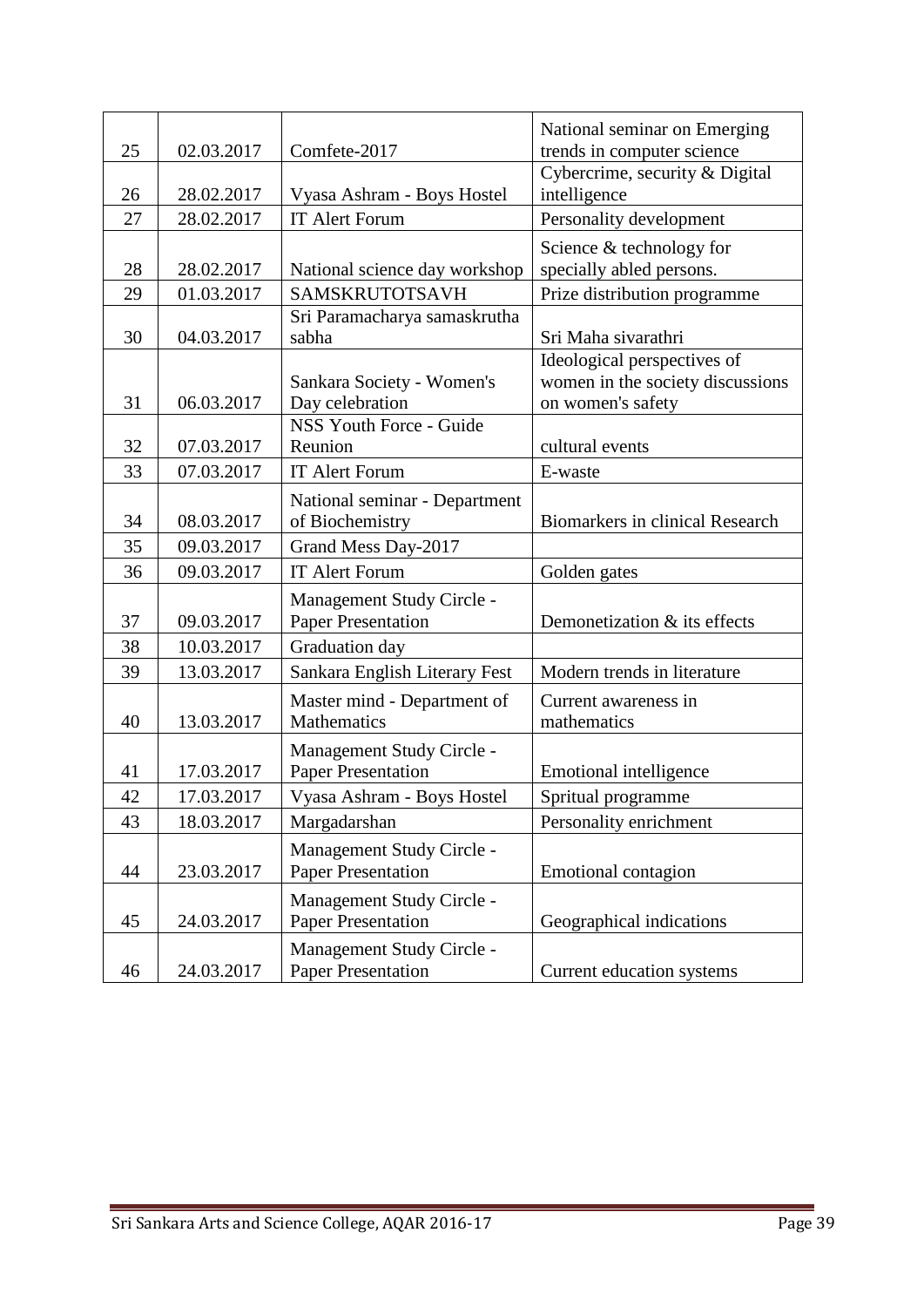| 25 | 02.03.2017 | Comfete-2017 | National seminar on Emerging trends in computer science |
|---|---|---|---|
| 26 | 28.02.2017 | Vyasa Ashram - Boys Hostel | Cybercrime, security & Digital intelligence |
| 27 | 28.02.2017 | IT Alert Forum | Personality development |
| 28 | 28.02.2017 | National science day workshop | Science & technology for specially abled persons. |
| 29 | 01.03.2017 | SAMSKRUTOTSAVH | Prize distribution programme |
| 30 | 04.03.2017 | Sri Paramacharya samaskrutha sabha | Sri Maha sivarathri |
| 31 | 06.03.2017 | Sankara Society - Women's Day celebration | Ideological perspectives of women in the society discussions on women's safety |
| 32 | 07.03.2017 | NSS Youth Force - Guide Reunion | cultural events |
| 33 | 07.03.2017 | IT Alert Forum | E-waste |
| 34 | 08.03.2017 | National seminar - Department of Biochemistry | Biomarkers in clinical Research |
| 35 | 09.03.2017 | Grand Mess Day-2017 | |
| 36 | 09.03.2017 | IT Alert Forum | Golden gates |
| 37 | 09.03.2017 | Management Study Circle - Paper Presentation | Demonetization & its effects |
| 38 | 10.03.2017 | Graduation day | |
| 39 | 13.03.2017 | Sankara English Literary Fest | Modern trends in literature |
| 40 | 13.03.2017 | Master mind - Department of Mathematics | Current awareness in mathematics |
| 41 | 17.03.2017 | Management Study Circle - Paper Presentation | Emotional intelligence |
| 42 | 17.03.2017 | Vyasa Ashram - Boys Hostel | Spritual programme |
| 43 | 18.03.2017 | Margadarshan | Personality enrichment |
| 44 | 23.03.2017 | Management Study Circle - Paper Presentation | Emotional contagion |
| 45 | 24.03.2017 | Management Study Circle - Paper Presentation | Geographical indications |
| 46 | 24.03.2017 | Management Study Circle - Paper Presentation | Current education systems |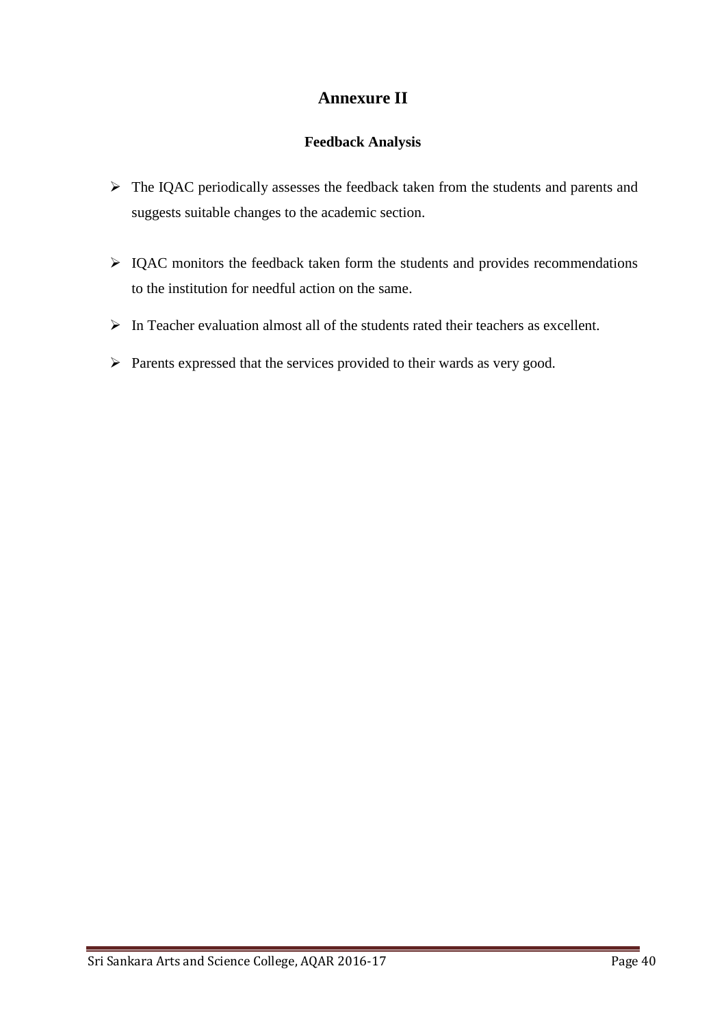# Annexure II

## Feedback Analysis

- The IQAC periodically assesses the feedback taken from the students and parents and suggests suitable changes to the academic section.
- IQAC monitors the feedback taken form the students and provides recommendations to the institution for needful action on the same.
- In Teacher evaluation almost all of the students rated their teachers as excellent.
- Parents expressed that the services provided to their wards as very good.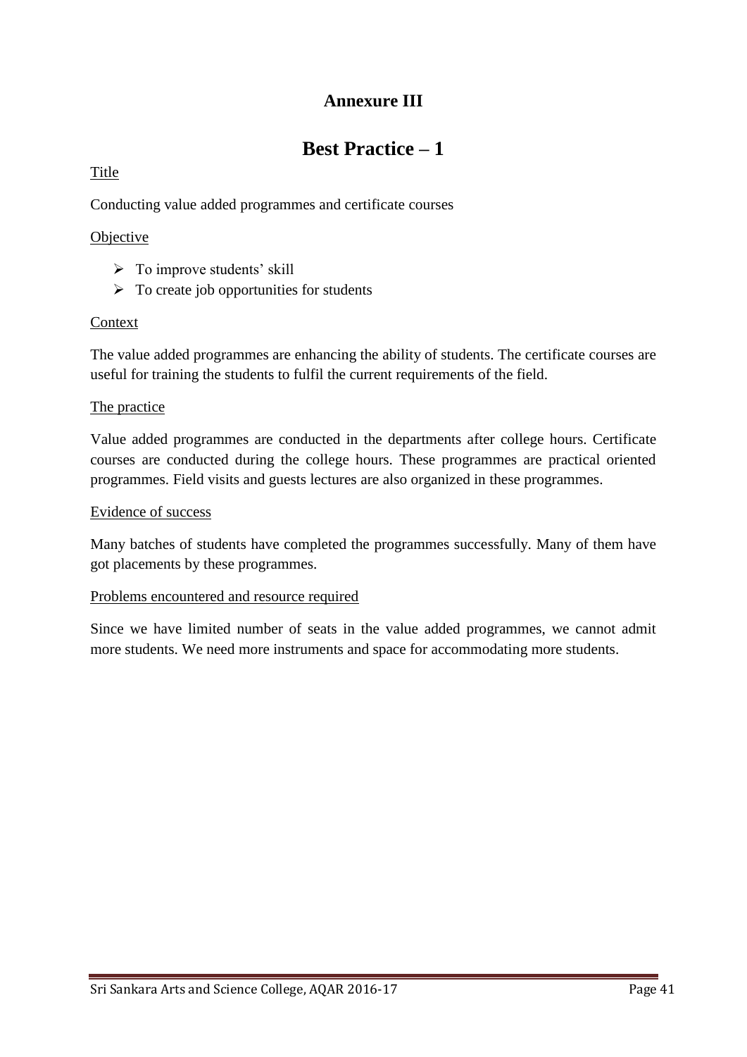## Annexure III

# Best Practice – 1

Title

Conducting value added programmes and certificate courses

Objective

- To improve students' skill
- To create job opportunities for students

Context

The value added programmes are enhancing the ability of students. The certificate courses are useful for training the students to fulfil the current requirements of the field.

The practice

Value added programmes are conducted in the departments after college hours. Certificate courses are conducted during the college hours. These programmes are practical oriented programmes. Field visits and guests lectures are also organized in these programmes.

Evidence of success

Many batches of students have completed the programmes successfully. Many of them have got placements by these programmes.

Problems encountered and resource required

Since we have limited number of seats in the value added programmes, we cannot admit more students. We need more instruments and space for accommodating more students.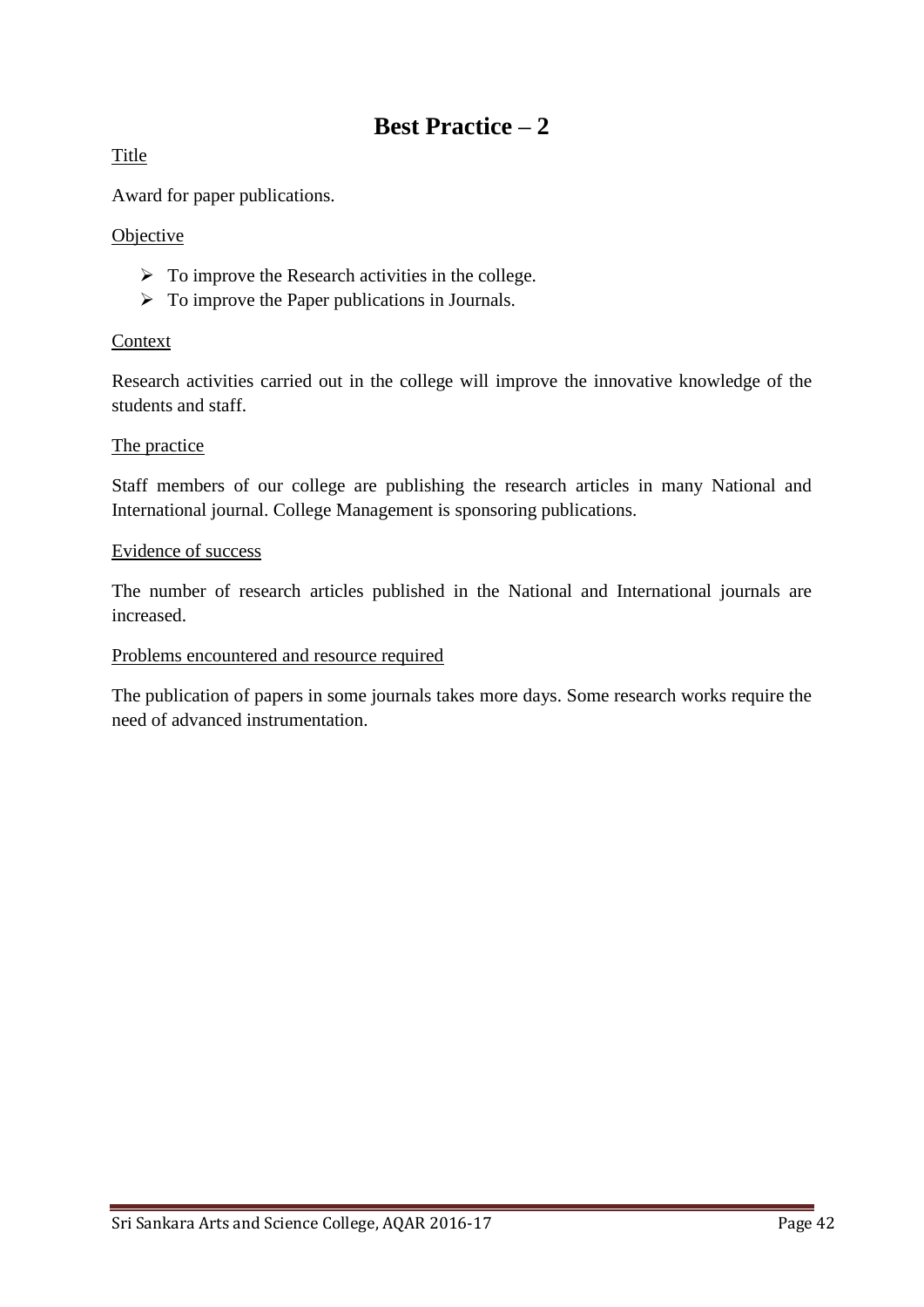# Best Practice – 2

Title

Award for paper publications.

Objective

- To improve the Research activities in the college.
- To improve the Paper publications in Journals.

Context

Research activities carried out in the college will improve the innovative knowledge of the students and staff.

The practice

Staff members of our college are publishing the research articles in many National and International journal. College Management is sponsoring publications.

Evidence of success

The number of research articles published in the National and International journals are increased.

Problems encountered and resource required

The publication of papers in some journals takes more days. Some research works require the need of advanced instrumentation.